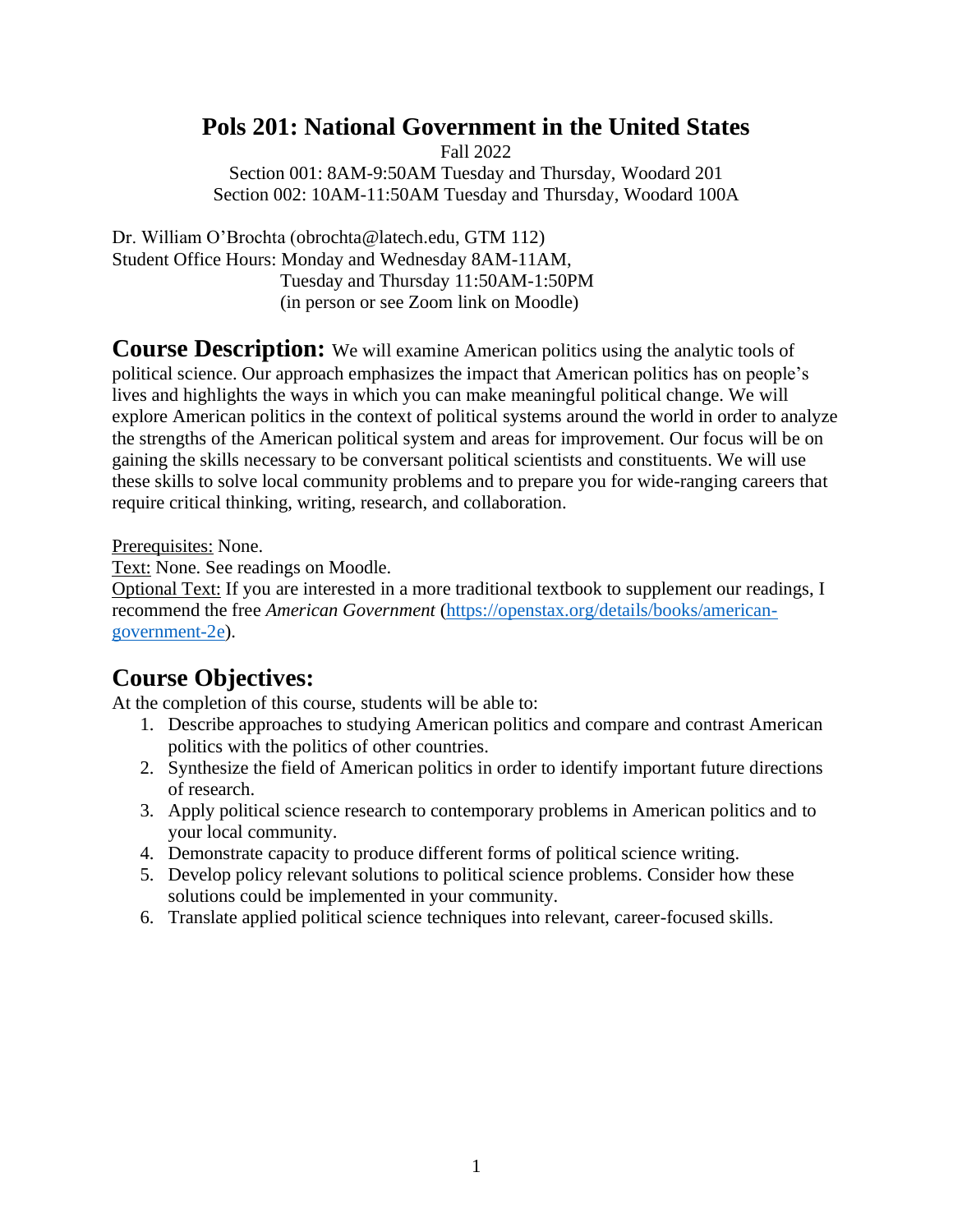# Pols 201: National Government in the United States

Fall 2022
Section 001: 8AM-9:50AM Tuesday and Thursday, Woodard 201
Section 002: 10AM-11:50AM Tuesday and Thursday, Woodard 100A

Dr. William O'Brochta (obrochta@latech.edu, GTM 112)
Student Office Hours: Monday and Wednesday 8AM-11AM,
Tuesday and Thursday 11:50AM-1:50PM
(in person or see Zoom link on Moodle)

**Course Description:** We will examine American politics using the analytic tools of political science. Our approach emphasizes the impact that American politics has on people's lives and highlights the ways in which you can make meaningful political change. We will explore American politics in the context of political systems around the world in order to analyze the strengths of the American political system and areas for improvement. Our focus will be on gaining the skills necessary to be conversant political scientists and constituents. We will use these skills to solve local community problems and to prepare you for wide-ranging careers that require critical thinking, writing, research, and collaboration.

Prerequisites: None.
Text: None. See readings on Moodle.
Optional Text: If you are interested in a more traditional textbook to supplement our readings, I recommend the free *American Government* (https://openstax.org/details/books/american-government-2e).

## Course Objectives:

At the completion of this course, students will be able to:

1. Describe approaches to studying American politics and compare and contrast American politics with the politics of other countries.
2. Synthesize the field of American politics in order to identify important future directions of research.
3. Apply political science research to contemporary problems in American politics and to your local community.
4. Demonstrate capacity to produce different forms of political science writing.
5. Develop policy relevant solutions to political science problems. Consider how these solutions could be implemented in your community.
6. Translate applied political science techniques into relevant, career-focused skills.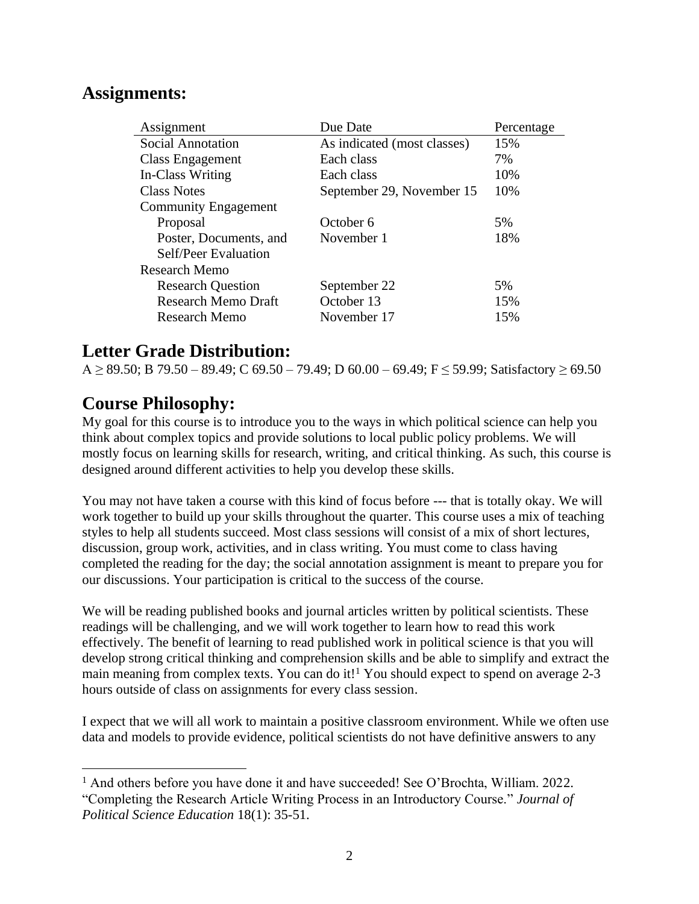## Assignments:

| Assignment | Due Date | Percentage |
| --- | --- | --- |
| Social Annotation | As indicated (most classes) | 15% |
| Class Engagement | Each class | 7% |
| In-Class Writing | Each class | 10% |
| Class Notes | September 29, November 15 | 10% |
| Community Engagement | | |
| Proposal | October 6 | 5% |
| Poster, Documents, and Self/Peer Evaluation | November 1 | 18% |
| Research Memo | | |
| Research Question | September 22 | 5% |
| Research Memo Draft | October 13 | 15% |
| Research Memo | November 17 | 15% |

## Letter Grade Distribution:

A ≥ 89.50; B 79.50 – 89.49; C 69.50 – 79.49; D 60.00 – 69.49; F ≤ 59.99; Satisfactory ≥ 69.50

## Course Philosophy:

My goal for this course is to introduce you to the ways in which political science can help you think about complex topics and provide solutions to local public policy problems. We will mostly focus on learning skills for research, writing, and critical thinking. As such, this course is designed around different activities to help you develop these skills.

You may not have taken a course with this kind of focus before --- that is totally okay. We will work together to build up your skills throughout the quarter. This course uses a mix of teaching styles to help all students succeed. Most class sessions will consist of a mix of short lectures, discussion, group work, activities, and in class writing. You must come to class having completed the reading for the day; the social annotation assignment is meant to prepare you for our discussions. Your participation is critical to the success of the course.

We will be reading published books and journal articles written by political scientists. These readings will be challenging, and we will work together to learn how to read this work effectively. The benefit of learning to read published work in political science is that you will develop strong critical thinking and comprehension skills and be able to simplify and extract the main meaning from complex texts. You can do it![1] You should expect to spend on average 2-3 hours outside of class on assignments for every class session.

I expect that we will all work to maintain a positive classroom environment. While we often use data and models to provide evidence, political scientists do not have definitive answers to any

[1] And others before you have done it and have succeeded! See O'Brochta, William. 2022. "Completing the Research Article Writing Process in an Introductory Course." *Journal of Political Science Education* 18(1): 35-51.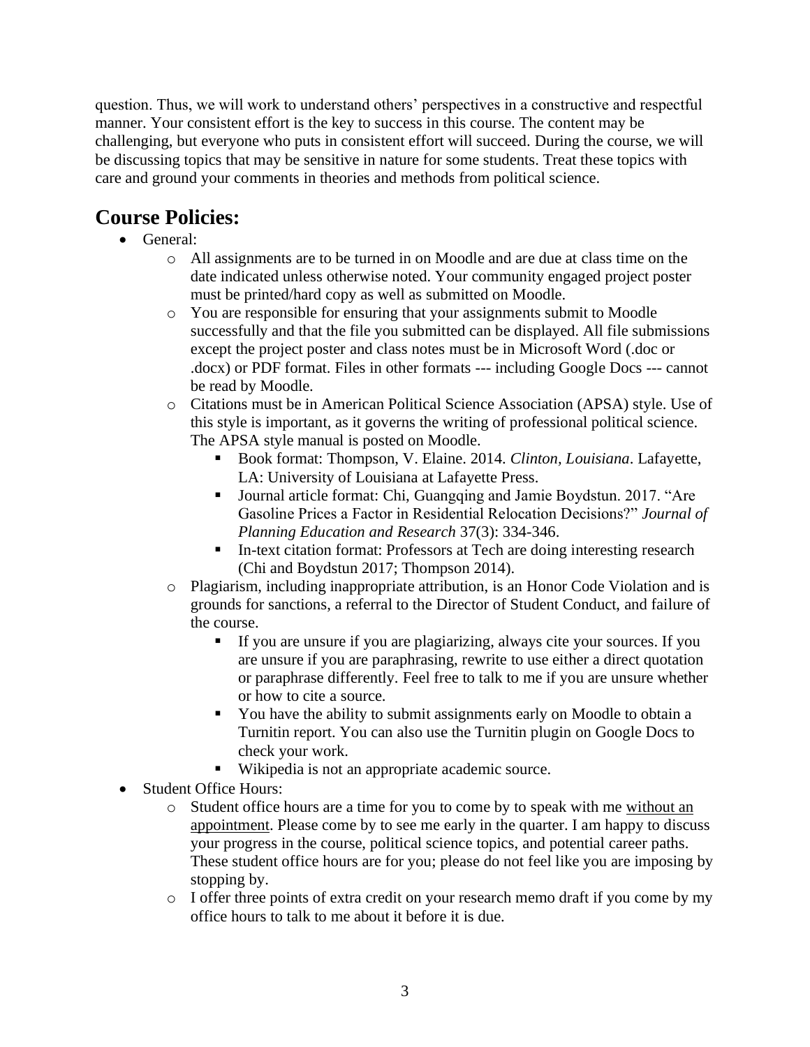question. Thus, we will work to understand others' perspectives in a constructive and respectful manner. Your consistent effort is the key to success in this course. The content may be challenging, but everyone who puts in consistent effort will succeed. During the course, we will be discussing topics that may be sensitive in nature for some students. Treat these topics with care and ground your comments in theories and methods from political science.

## Course Policies:

- General:
  - All assignments are to be turned in on Moodle and are due at class time on the date indicated unless otherwise noted. Your community engaged project poster must be printed/hard copy as well as submitted on Moodle.
  - You are responsible for ensuring that your assignments submit to Moodle successfully and that the file you submitted can be displayed. All file submissions except the project poster and class notes must be in Microsoft Word (.doc or .docx) or PDF format. Files in other formats --- including Google Docs --- cannot be read by Moodle.
  - Citations must be in American Political Science Association (APSA) style. Use of this style is important, as it governs the writing of professional political science. The APSA style manual is posted on Moodle.
    - Book format: Thompson, V. Elaine. 2014. *Clinton, Louisiana*. Lafayette, LA: University of Louisiana at Lafayette Press.
    - Journal article format: Chi, Guangqing and Jamie Boydstun. 2017. "Are Gasoline Prices a Factor in Residential Relocation Decisions?" *Journal of Planning Education and Research* 37(3): 334-346.
    - In-text citation format: Professors at Tech are doing interesting research (Chi and Boydstun 2017; Thompson 2014).
  - Plagiarism, including inappropriate attribution, is an Honor Code Violation and is grounds for sanctions, a referral to the Director of Student Conduct, and failure of the course.
    - If you are unsure if you are plagiarizing, always cite your sources. If you are unsure if you are paraphrasing, rewrite to use either a direct quotation or paraphrase differently. Feel free to talk to me if you are unsure whether or how to cite a source.
    - You have the ability to submit assignments early on Moodle to obtain a Turnitin report. You can also use the Turnitin plugin on Google Docs to check your work.
    - Wikipedia is not an appropriate academic source.
- Student Office Hours:
  - Student office hours are a time for you to come by to speak with me <u>without an appointment</u>. Please come by to see me early in the quarter. I am happy to discuss your progress in the course, political science topics, and potential career paths. These student office hours are for you; please do not feel like you are imposing by stopping by.
  - I offer three points of extra credit on your research memo draft if you come by my office hours to talk to me about it before it is due.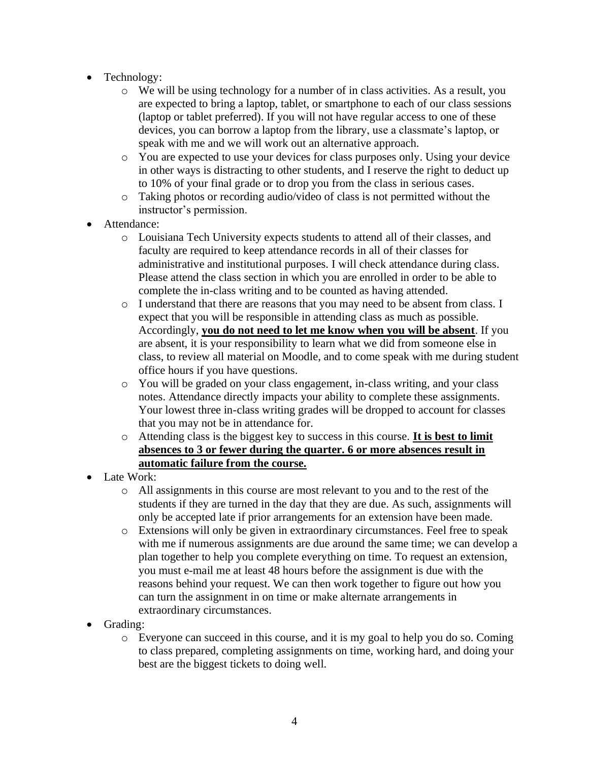- Technology:
  - We will be using technology for a number of in class activities. As a result, you are expected to bring a laptop, tablet, or smartphone to each of our class sessions (laptop or tablet preferred). If you will not have regular access to one of these devices, you can borrow a laptop from the library, use a classmate's laptop, or speak with me and we will work out an alternative approach.
  - You are expected to use your devices for class purposes only. Using your device in other ways is distracting to other students, and I reserve the right to deduct up to 10% of your final grade or to drop you from the class in serious cases.
  - Taking photos or recording audio/video of class is not permitted without the instructor's permission.
- Attendance:
  - Louisiana Tech University expects students to attend all of their classes, and faculty are required to keep attendance records in all of their classes for administrative and institutional purposes. I will check attendance during class. Please attend the class section in which you are enrolled in order to be able to complete the in-class writing and to be counted as having attended.
  - I understand that there are reasons that you may need to be absent from class. I expect that you will be responsible in attending class as much as possible. Accordingly, **<u>you do not need to let me know when you will be absent</u>**. If you are absent, it is your responsibility to learn what we did from someone else in class, to review all material on Moodle, and to come speak with me during student office hours if you have questions.
  - You will be graded on your class engagement, in-class writing, and your class notes. Attendance directly impacts your ability to complete these assignments. Your lowest three in-class writing grades will be dropped to account for classes that you may not be in attendance for.
  - Attending class is the biggest key to success in this course. **<u>It is best to limit absences to 3 or fewer during the quarter. 6 or more absences result in automatic failure from the course.</u>**
- Late Work:
  - All assignments in this course are most relevant to you and to the rest of the students if they are turned in the day that they are due. As such, assignments will only be accepted late if prior arrangements for an extension have been made.
  - Extensions will only be given in extraordinary circumstances. Feel free to speak with me if numerous assignments are due around the same time; we can develop a plan together to help you complete everything on time. To request an extension, you must e-mail me at least 48 hours before the assignment is due with the reasons behind your request. We can then work together to figure out how you can turn the assignment in on time or make alternate arrangements in extraordinary circumstances.
- Grading:
  - Everyone can succeed in this course, and it is my goal to help you do so. Coming to class prepared, completing assignments on time, working hard, and doing your best are the biggest tickets to doing well.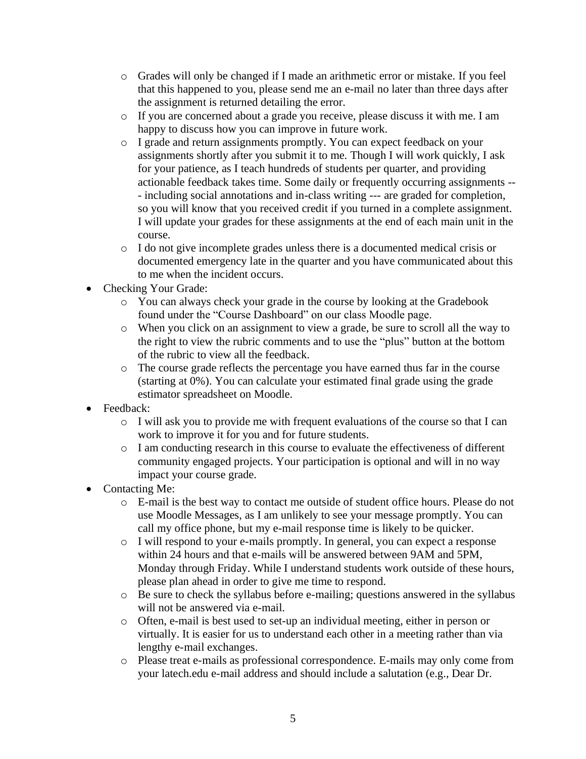- Grades will only be changed if I made an arithmetic error or mistake. If you feel that this happened to you, please send me an e-mail no later than three days after the assignment is returned detailing the error.
    - If you are concerned about a grade you receive, please discuss it with me. I am happy to discuss how you can improve in future work.
    - I grade and return assignments promptly. You can expect feedback on your assignments shortly after you submit it to me. Though I will work quickly, I ask for your patience, as I teach hundreds of students per quarter, and providing actionable feedback takes time. Some daily or frequently occurring assignments --- including social annotations and in-class writing --- are graded for completion, so you will know that you received credit if you turned in a complete assignment. I will update your grades for these assignments at the end of each main unit in the course.
    - I do not give incomplete grades unless there is a documented medical crisis or documented emergency late in the quarter and you have communicated about this to me when the incident occurs.
- Checking Your Grade:
    - You can always check your grade in the course by looking at the Gradebook found under the "Course Dashboard" on our class Moodle page.
    - When you click on an assignment to view a grade, be sure to scroll all the way to the right to view the rubric comments and to use the "plus" button at the bottom of the rubric to view all the feedback.
    - The course grade reflects the percentage you have earned thus far in the course (starting at 0%). You can calculate your estimated final grade using the grade estimator spreadsheet on Moodle.
- Feedback:
    - I will ask you to provide me with frequent evaluations of the course so that I can work to improve it for you and for future students.
    - I am conducting research in this course to evaluate the effectiveness of different community engaged projects. Your participation is optional and will in no way impact your course grade.
- Contacting Me:
    - E-mail is the best way to contact me outside of student office hours. Please do not use Moodle Messages, as I am unlikely to see your message promptly. You can call my office phone, but my e-mail response time is likely to be quicker.
    - I will respond to your e-mails promptly. In general, you can expect a response within 24 hours and that e-mails will be answered between 9AM and 5PM, Monday through Friday. While I understand students work outside of these hours, please plan ahead in order to give me time to respond.
    - Be sure to check the syllabus before e-mailing; questions answered in the syllabus will not be answered via e-mail.
    - Often, e-mail is best used to set-up an individual meeting, either in person or virtually. It is easier for us to understand each other in a meeting rather than via lengthy e-mail exchanges.
    - Please treat e-mails as professional correspondence. E-mails may only come from your latech.edu e-mail address and should include a salutation (e.g., Dear Dr.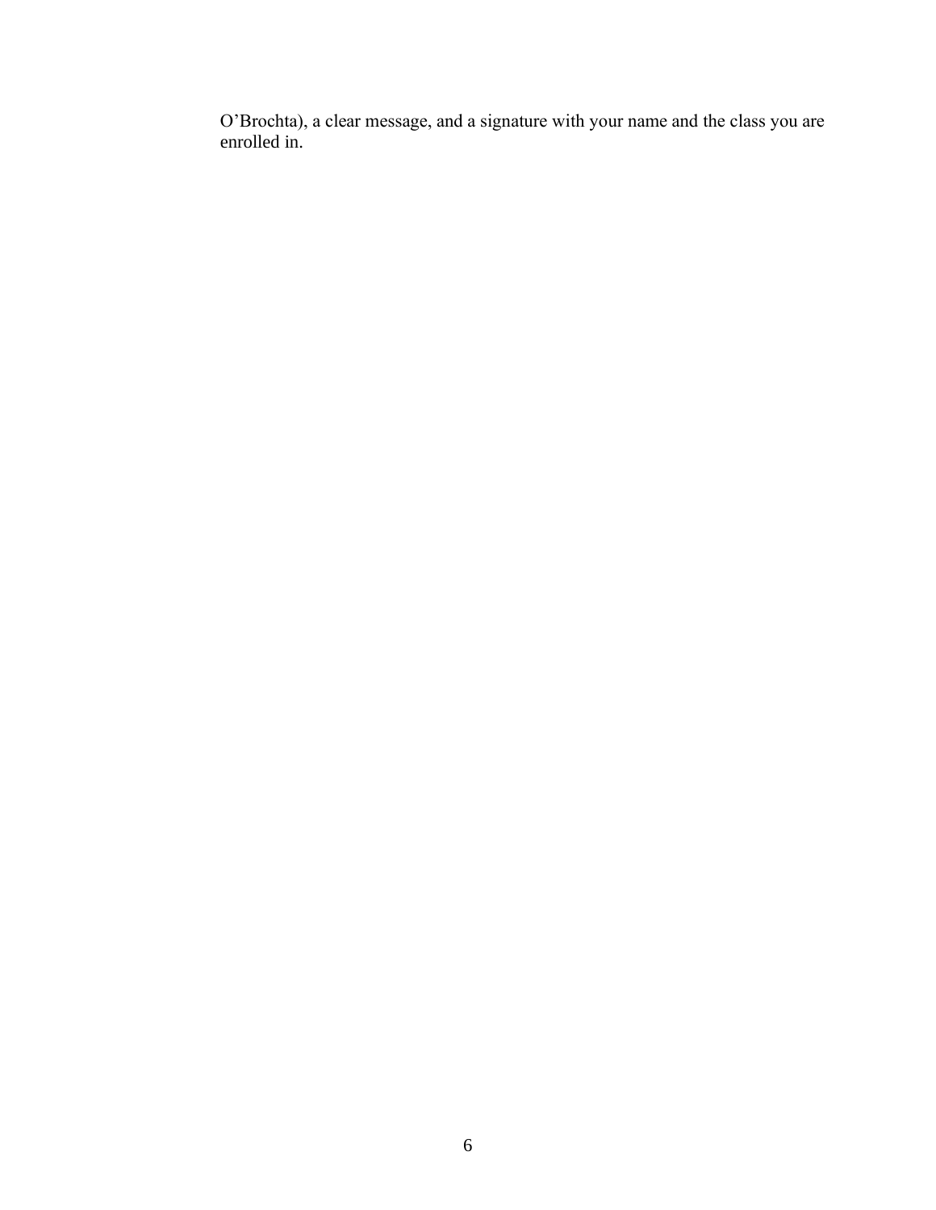O’Brochta), a clear message, and a signature with your name and the class you are enrolled in.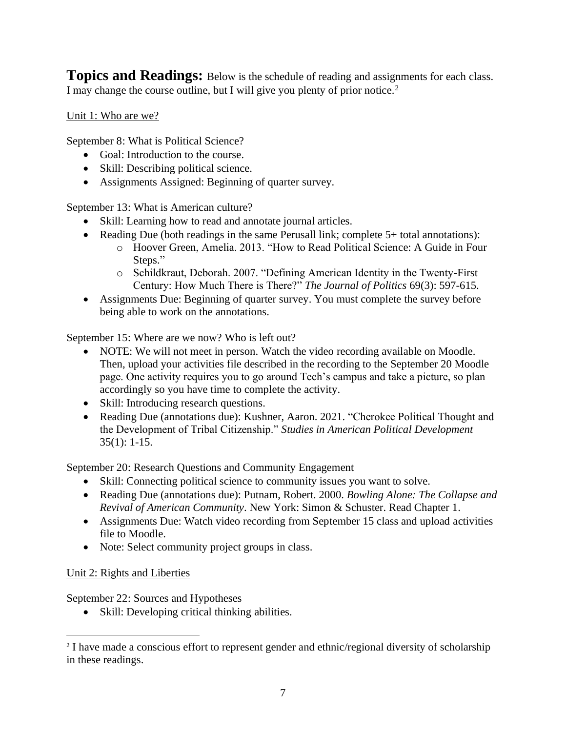**Topics and Readings:** Below is the schedule of reading and assignments for each class. I may change the course outline, but I will give you plenty of prior notice.[2]

Unit 1: Who are we?

September 8: What is Political Science?

- Goal: Introduction to the course.
- Skill: Describing political science.
- Assignments Assigned: Beginning of quarter survey.

September 13: What is American culture?

- Skill: Learning how to read and annotate journal articles.
- Reading Due (both readings in the same Perusall link; complete 5+ total annotations):
  - Hoover Green, Amelia. 2013. "How to Read Political Science: A Guide in Four Steps."
  - Schildkraut, Deborah. 2007. "Defining American Identity in the Twenty-First Century: How Much There is There?" *The Journal of Politics* 69(3): 597-615.
- Assignments Due: Beginning of quarter survey. You must complete the survey before being able to work on the annotations.

September 15: Where are we now? Who is left out?

- NOTE: We will not meet in person. Watch the video recording available on Moodle. Then, upload your activities file described in the recording to the September 20 Moodle page. One activity requires you to go around Tech's campus and take a picture, so plan accordingly so you have time to complete the activity.
- Skill: Introducing research questions.
- Reading Due (annotations due): Kushner, Aaron. 2021. "Cherokee Political Thought and the Development of Tribal Citizenship." *Studies in American Political Development* 35(1): 1-15.

September 20: Research Questions and Community Engagement

- Skill: Connecting political science to community issues you want to solve.
- Reading Due (annotations due): Putnam, Robert. 2000. *Bowling Alone: The Collapse and Revival of American Community*. New York: Simon & Schuster. Read Chapter 1.
- Assignments Due: Watch video recording from September 15 class and upload activities file to Moodle.
- Note: Select community project groups in class.

Unit 2: Rights and Liberties

September 22: Sources and Hypotheses

- Skill: Developing critical thinking abilities.

---

[2] I have made a conscious effort to represent gender and ethnic/regional diversity of scholarship in these readings.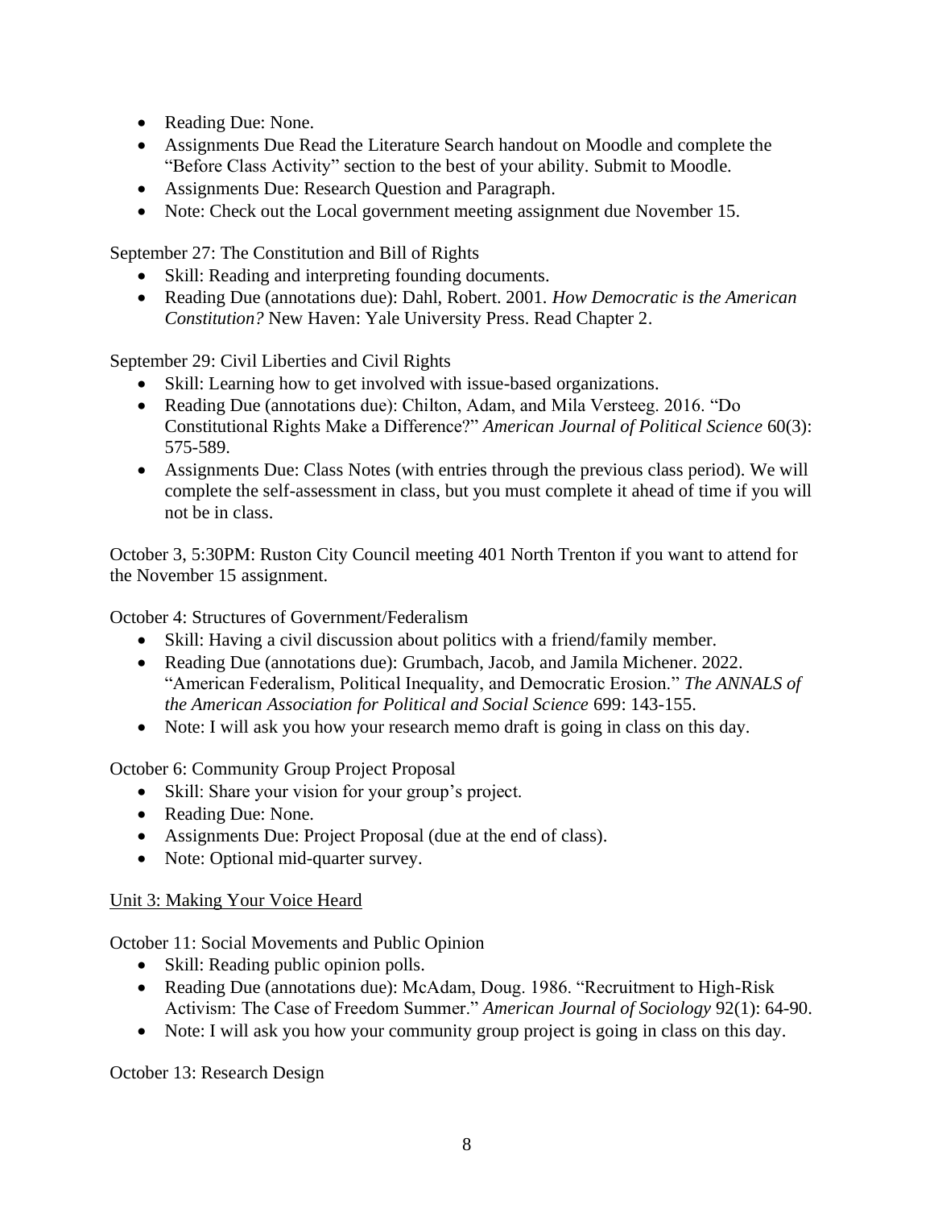- Reading Due: None.
- Assignments Due Read the Literature Search handout on Moodle and complete the "Before Class Activity" section to the best of your ability. Submit to Moodle.
- Assignments Due: Research Question and Paragraph.
- Note: Check out the Local government meeting assignment due November 15.

September 27: The Constitution and Bill of Rights

- Skill: Reading and interpreting founding documents.
- Reading Due (annotations due): Dahl, Robert. 2001. *How Democratic is the American Constitution?* New Haven: Yale University Press. Read Chapter 2.

September 29: Civil Liberties and Civil Rights

- Skill: Learning how to get involved with issue-based organizations.
- Reading Due (annotations due): Chilton, Adam, and Mila Versteeg. 2016. "Do Constitutional Rights Make a Difference?" *American Journal of Political Science* 60(3): 575-589.
- Assignments Due: Class Notes (with entries through the previous class period). We will complete the self-assessment in class, but you must complete it ahead of time if you will not be in class.

October 3, 5:30PM: Ruston City Council meeting 401 North Trenton if you want to attend for the November 15 assignment.

October 4: Structures of Government/Federalism

- Skill: Having a civil discussion about politics with a friend/family member.
- Reading Due (annotations due): Grumbach, Jacob, and Jamila Michener. 2022. "American Federalism, Political Inequality, and Democratic Erosion." *The ANNALS of the American Association for Political and Social Science* 699: 143-155.
- Note: I will ask you how your research memo draft is going in class on this day.

October 6: Community Group Project Proposal

- Skill: Share your vision for your group's project.
- Reading Due: None.
- Assignments Due: Project Proposal (due at the end of class).
- Note: Optional mid-quarter survey.

<u>Unit 3: Making Your Voice Heard</u>

October 11: Social Movements and Public Opinion

- Skill: Reading public opinion polls.
- Reading Due (annotations due): McAdam, Doug. 1986. "Recruitment to High-Risk Activism: The Case of Freedom Summer." *American Journal of Sociology* 92(1): 64-90.
- Note: I will ask you how your community group project is going in class on this day.

October 13: Research Design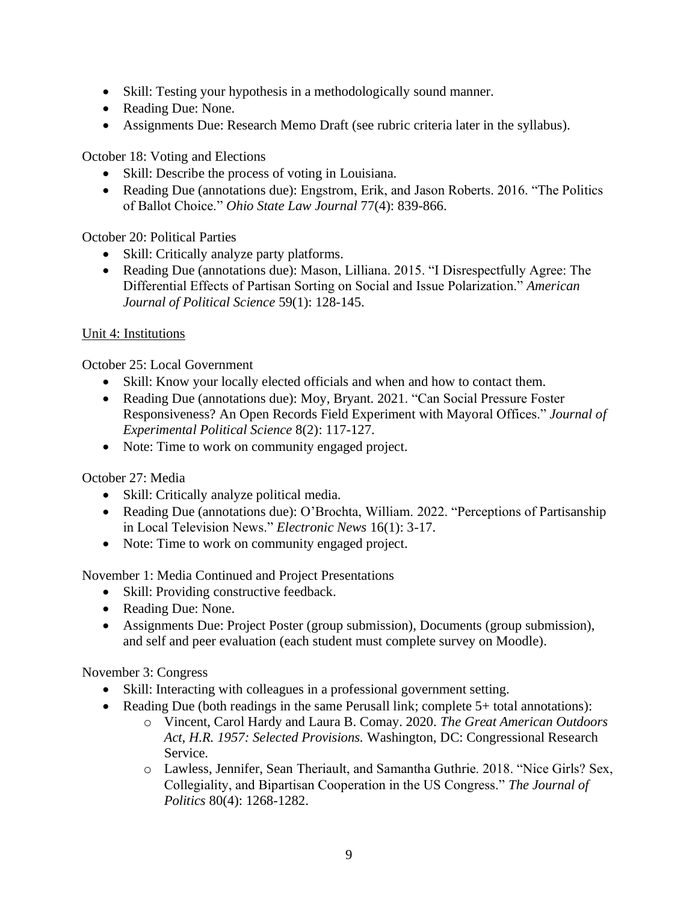- Skill: Testing your hypothesis in a methodologically sound manner.
- Reading Due: None.
- Assignments Due: Research Memo Draft (see rubric criteria later in the syllabus).

October 18: Voting and Elections

- Skill: Describe the process of voting in Louisiana.
- Reading Due (annotations due): Engstrom, Erik, and Jason Roberts. 2016. "The Politics of Ballot Choice." *Ohio State Law Journal* 77(4): 839-866.

October 20: Political Parties

- Skill: Critically analyze party platforms.
- Reading Due (annotations due): Mason, Lilliana. 2015. "I Disrespectfully Agree: The Differential Effects of Partisan Sorting on Social and Issue Polarization." *American Journal of Political Science* 59(1): 128-145.

<u>Unit 4: Institutions</u>

October 25: Local Government

- Skill: Know your locally elected officials and when and how to contact them.
- Reading Due (annotations due): Moy, Bryant. 2021. "Can Social Pressure Foster Responsiveness? An Open Records Field Experiment with Mayoral Offices." *Journal of Experimental Political Science* 8(2): 117-127.
- Note: Time to work on community engaged project.

October 27: Media

- Skill: Critically analyze political media.
- Reading Due (annotations due): O'Brochta, William. 2022. "Perceptions of Partisanship in Local Television News." *Electronic News* 16(1): 3-17.
- Note: Time to work on community engaged project.

November 1: Media Continued and Project Presentations

- Skill: Providing constructive feedback.
- Reading Due: None.
- Assignments Due: Project Poster (group submission), Documents (group submission), and self and peer evaluation (each student must complete survey on Moodle).

November 3: Congress

- Skill: Interacting with colleagues in a professional government setting.
- Reading Due (both readings in the same Perusall link; complete 5+ total annotations):
  - Vincent, Carol Hardy and Laura B. Comay. 2020. *The Great American Outdoors Act, H.R. 1957: Selected Provisions.* Washington, DC: Congressional Research Service.
  - Lawless, Jennifer, Sean Theriault, and Samantha Guthrie. 2018. "Nice Girls? Sex, Collegiality, and Bipartisan Cooperation in the US Congress." *The Journal of Politics* 80(4): 1268-1282.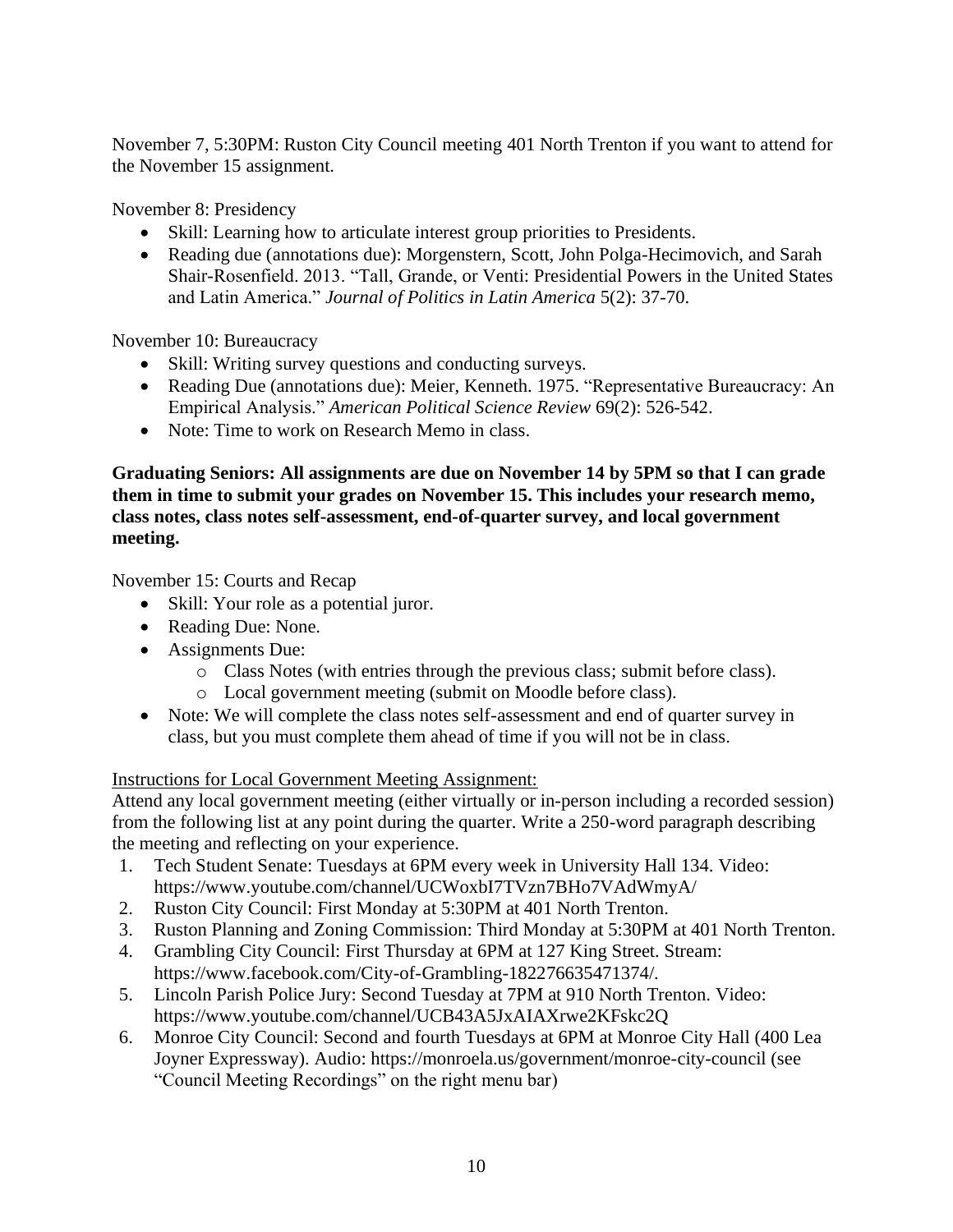November 7, 5:30PM: Ruston City Council meeting 401 North Trenton if you want to attend for the November 15 assignment.

November 8: Presidency

- Skill: Learning how to articulate interest group priorities to Presidents.
- Reading due (annotations due): Morgenstern, Scott, John Polga-Hecimovich, and Sarah Shair-Rosenfield. 2013. "Tall, Grande, or Venti: Presidential Powers in the United States and Latin America." *Journal of Politics in Latin America* 5(2): 37-70.

November 10: Bureaucracy

- Skill: Writing survey questions and conducting surveys.
- Reading Due (annotations due): Meier, Kenneth. 1975. "Representative Bureaucracy: An Empirical Analysis." *American Political Science Review* 69(2): 526-542.
- Note: Time to work on Research Memo in class.

**Graduating Seniors: All assignments are due on November 14 by 5PM so that I can grade them in time to submit your grades on November 15. This includes your research memo, class notes, class notes self-assessment, end-of-quarter survey, and local government meeting.**

November 15: Courts and Recap

- Skill: Your role as a potential juror.
- Reading Due: None.
- Assignments Due:
    - Class Notes (with entries through the previous class; submit before class).
    - Local government meeting (submit on Moodle before class).
- Note: We will complete the class notes self-assessment and end of quarter survey in class, but you must complete them ahead of time if you will not be in class.

<u>Instructions for Local Government Meeting Assignment:</u>
Attend any local government meeting (either virtually or in-person including a recorded session) from the following list at any point during the quarter. Write a 250-word paragraph describing the meeting and reflecting on your experience.

1. Tech Student Senate: Tuesdays at 6PM every week in University Hall 134. Video: https://www.youtube.com/channel/UCWoxbI7TVzn7BHo7VAdWmyA/
2. Ruston City Council: First Monday at 5:30PM at 401 North Trenton.
3. Ruston Planning and Zoning Commission: Third Monday at 5:30PM at 401 North Trenton.
4. Grambling City Council: First Thursday at 6PM at 127 King Street. Stream: https://www.facebook.com/City-of-Grambling-182276635471374/.
5. Lincoln Parish Police Jury: Second Tuesday at 7PM at 910 North Trenton. Video: https://www.youtube.com/channel/UCB43A5JxAIAXrwe2KFskc2Q
6. Monroe City Council: Second and fourth Tuesdays at 6PM at Monroe City Hall (400 Lea Joyner Expressway). Audio: https://monroela.us/government/monroe-city-council (see "Council Meeting Recordings" on the right menu bar)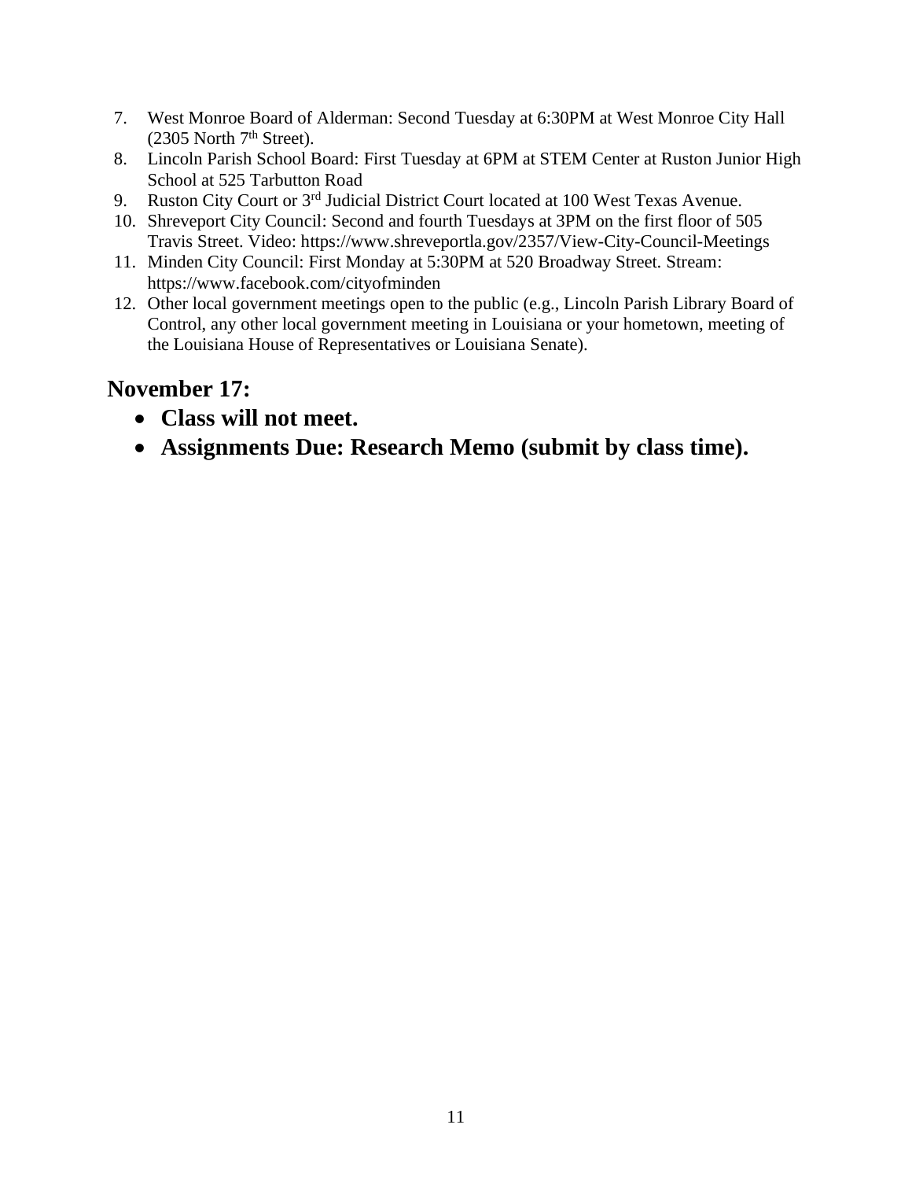7. West Monroe Board of Alderman: Second Tuesday at 6:30PM at West Monroe City Hall (2305 North 7th Street).
8. Lincoln Parish School Board: First Tuesday at 6PM at STEM Center at Ruston Junior High School at 525 Tarbutton Road
9. Ruston City Court or 3rd Judicial District Court located at 100 West Texas Avenue.
10. Shreveport City Council: Second and fourth Tuesdays at 3PM on the first floor of 505 Travis Street. Video: https://www.shreveportla.gov/2357/View-City-Council-Meetings
11. Minden City Council: First Monday at 5:30PM at 520 Broadway Street. Stream: https://www.facebook.com/cityofminden
12. Other local government meetings open to the public (e.g., Lincoln Parish Library Board of Control, any other local government meeting in Louisiana or your hometown, meeting of the Louisiana House of Representatives or Louisiana Senate).

## November 17:

- **Class will not meet.**
- **Assignments Due: Research Memo (submit by class time).**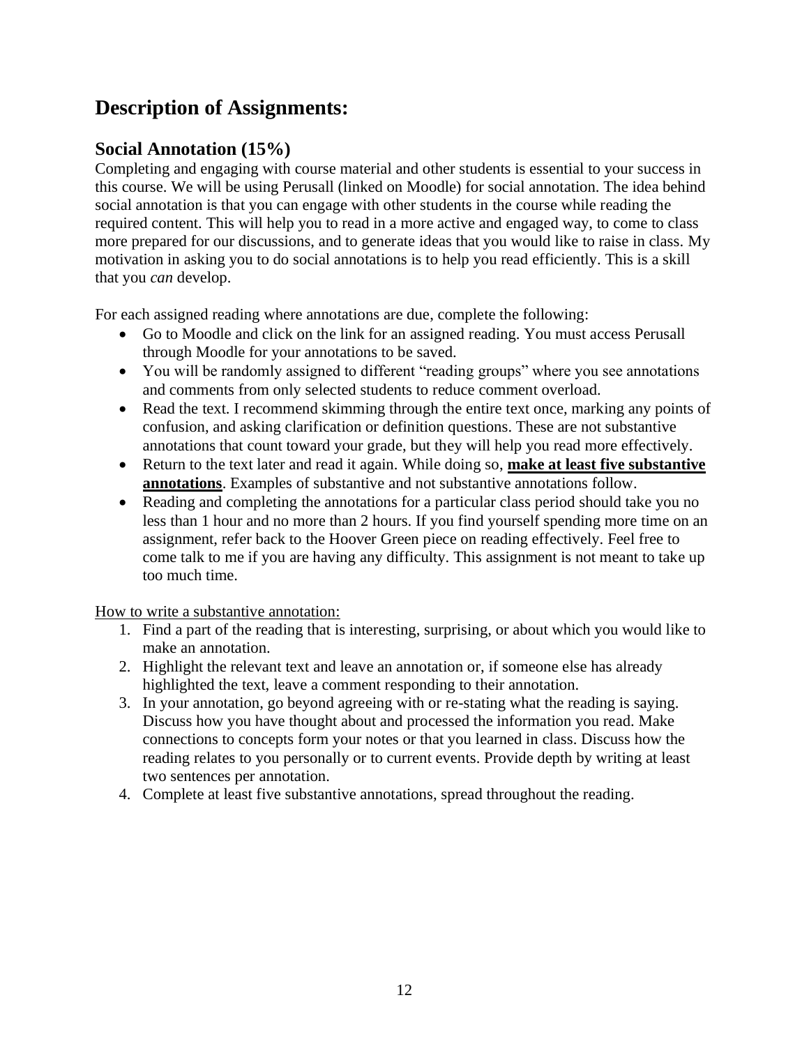# Description of Assignments:

## Social Annotation (15%)

Completing and engaging with course material and other students is essential to your success in this course. We will be using Perusall (linked on Moodle) for social annotation. The idea behind social annotation is that you can engage with other students in the course while reading the required content. This will help you to read in a more active and engaged way, to come to class more prepared for our discussions, and to generate ideas that you would like to raise in class. My motivation in asking you to do social annotations is to help you read efficiently. This is a skill that you *can* develop.

For each assigned reading where annotations are due, complete the following:

- Go to Moodle and click on the link for an assigned reading. You must access Perusall through Moodle for your annotations to be saved.
- You will be randomly assigned to different "reading groups" where you see annotations and comments from only selected students to reduce comment overload.
- Read the text. I recommend skimming through the entire text once, marking any points of confusion, and asking clarification or definition questions. These are not substantive annotations that count toward your grade, but they will help you read more effectively.
- Return to the text later and read it again. While doing so, <u>**make at least five substantive annotations**</u>. Examples of substantive and not substantive annotations follow.
- Reading and completing the annotations for a particular class period should take you no less than 1 hour and no more than 2 hours. If you find yourself spending more time on an assignment, refer back to the Hoover Green piece on reading effectively. Feel free to come talk to me if you are having any difficulty. This assignment is not meant to take up too much time.

<u>How to write a substantive annotation:</u>

1. Find a part of the reading that is interesting, surprising, or about which you would like to make an annotation.
2. Highlight the relevant text and leave an annotation or, if someone else has already highlighted the text, leave a comment responding to their annotation.
3. In your annotation, go beyond agreeing with or re-stating what the reading is saying. Discuss how you have thought about and processed the information you read. Make connections to concepts form your notes or that you learned in class. Discuss how the reading relates to you personally or to current events. Provide depth by writing at least two sentences per annotation.
4. Complete at least five substantive annotations, spread throughout the reading.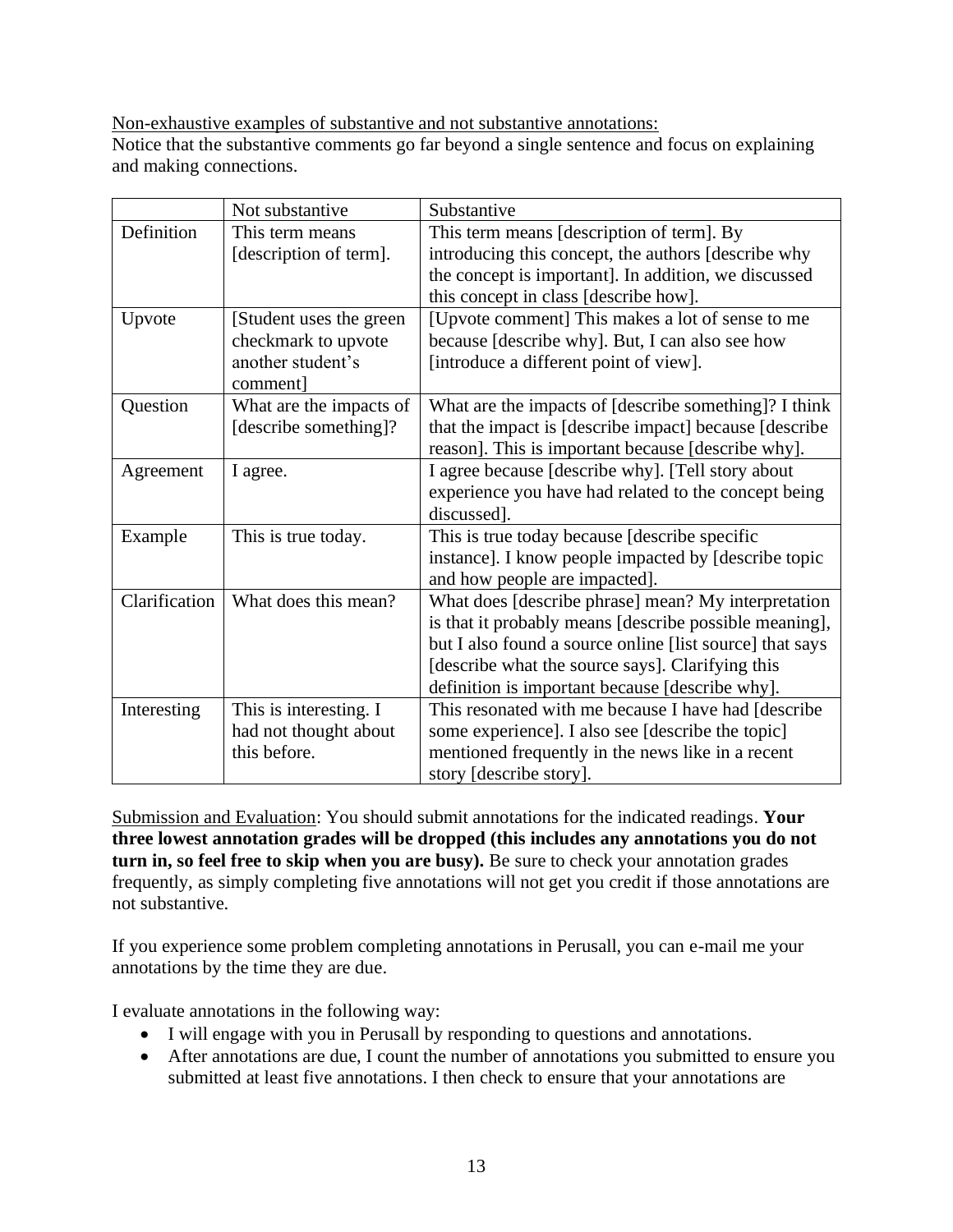Non-exhaustive examples of substantive and not substantive annotations:
Notice that the substantive comments go far beyond a single sentence and focus on explaining and making connections.

| | Not substantive | Substantive |
|---|---|---|
| Definition | This term means [description of term]. | This term means [description of term]. By introducing this concept, the authors [describe why the concept is important]. In addition, we discussed this concept in class [describe how]. |
| Upvote | [Student uses the green checkmark to upvote another student's comment] | [Upvote comment] This makes a lot of sense to me because [describe why]. But, I can also see how [introduce a different point of view]. |
| Question | What are the impacts of [describe something]? | What are the impacts of [describe something]? I think that the impact is [describe impact] because [describe reason]. This is important because [describe why]. |
| Agreement | I agree. | I agree because [describe why]. [Tell story about experience you have had related to the concept being discussed]. |
| Example | This is true today. | This is true today because [describe specific instance]. I know people impacted by [describe topic and how people are impacted]. |
| Clarification | What does this mean? | What does [describe phrase] mean? My interpretation is that it probably means [describe possible meaning], but I also found a source online [list source] that says [describe what the source says]. Clarifying this definition is important because [describe why]. |
| Interesting | This is interesting. I had not thought about this before. | This resonated with me because I have had [describe some experience]. I also see [describe the topic] mentioned frequently in the news like in a recent story [describe story]. |

Submission and Evaluation: You should submit annotations for the indicated readings. **Your three lowest annotation grades will be dropped (this includes any annotations you do not turn in, so feel free to skip when you are busy).** Be sure to check your annotation grades frequently, as simply completing five annotations will not get you credit if those annotations are not substantive.

If you experience some problem completing annotations in Perusall, you can e-mail me your annotations by the time they are due.

I evaluate annotations in the following way:

- I will engage with you in Perusall by responding to questions and annotations.
- After annotations are due, I count the number of annotations you submitted to ensure you submitted at least five annotations. I then check to ensure that your annotations are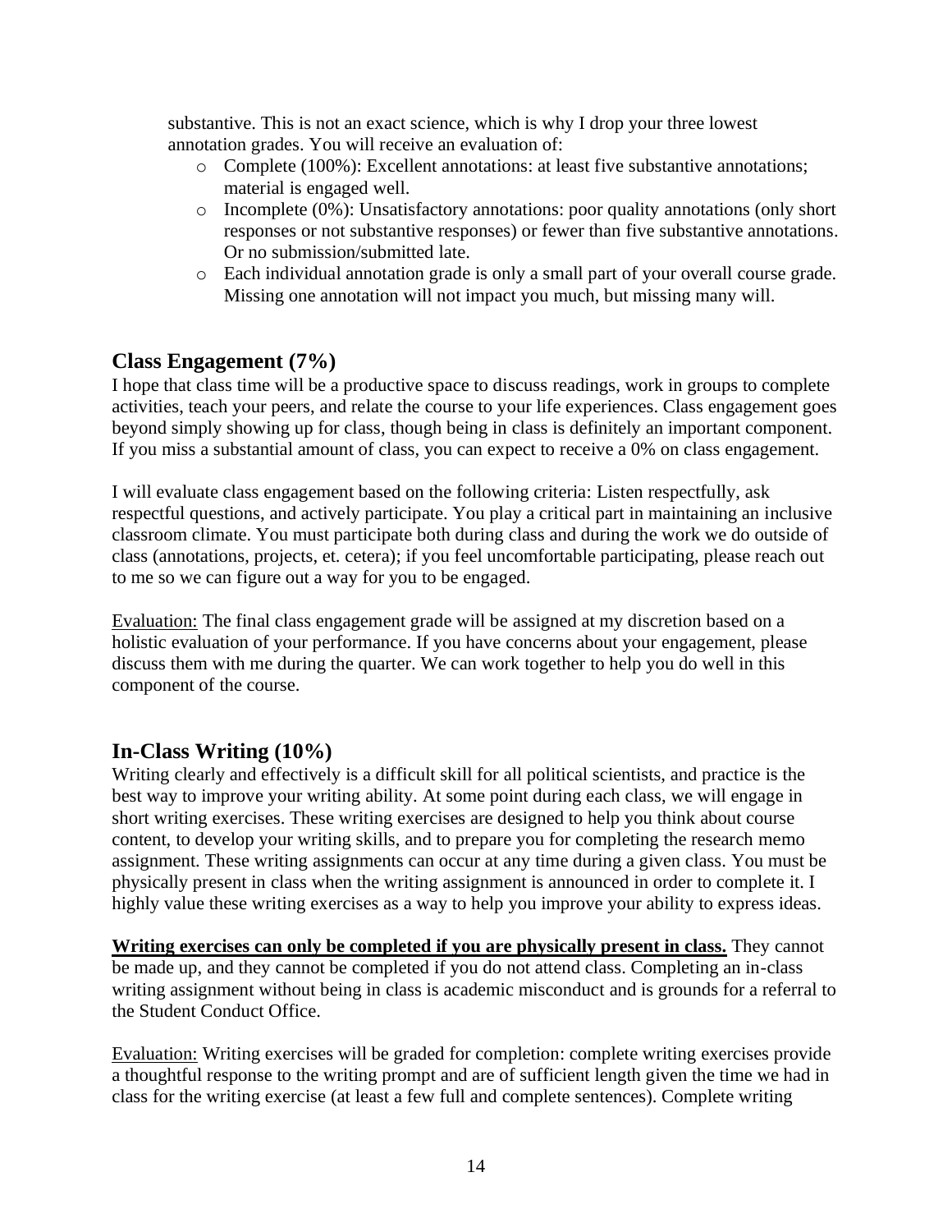substantive. This is not an exact science, which is why I drop your three lowest annotation grades. You will receive an evaluation of:

- Complete (100%): Excellent annotations: at least five substantive annotations; material is engaged well.
- Incomplete (0%): Unsatisfactory annotations: poor quality annotations (only short responses or not substantive responses) or fewer than five substantive annotations. Or no submission/submitted late.
- Each individual annotation grade is only a small part of your overall course grade. Missing one annotation will not impact you much, but missing many will.

## Class Engagement (7%)

I hope that class time will be a productive space to discuss readings, work in groups to complete activities, teach your peers, and relate the course to your life experiences. Class engagement goes beyond simply showing up for class, though being in class is definitely an important component. If you miss a substantial amount of class, you can expect to receive a 0% on class engagement.

I will evaluate class engagement based on the following criteria: Listen respectfully, ask respectful questions, and actively participate. You play a critical part in maintaining an inclusive classroom climate. You must participate both during class and during the work we do outside of class (annotations, projects, et. cetera); if you feel uncomfortable participating, please reach out to me so we can figure out a way for you to be engaged.

Evaluation: The final class engagement grade will be assigned at my discretion based on a holistic evaluation of your performance. If you have concerns about your engagement, please discuss them with me during the quarter. We can work together to help you do well in this component of the course.

## In-Class Writing (10%)

Writing clearly and effectively is a difficult skill for all political scientists, and practice is the best way to improve your writing ability. At some point during each class, we will engage in short writing exercises. These writing exercises are designed to help you think about course content, to develop your writing skills, and to prepare you for completing the research memo assignment. These writing assignments can occur at any time during a given class. You must be physically present in class when the writing assignment is announced in order to complete it. I highly value these writing exercises as a way to help you improve your ability to express ideas.

**Writing exercises can only be completed if you are physically present in class.** They cannot be made up, and they cannot be completed if you do not attend class. Completing an in-class writing assignment without being in class is academic misconduct and is grounds for a referral to the Student Conduct Office.

Evaluation: Writing exercises will be graded for completion: complete writing exercises provide a thoughtful response to the writing prompt and are of sufficient length given the time we had in class for the writing exercise (at least a few full and complete sentences). Complete writing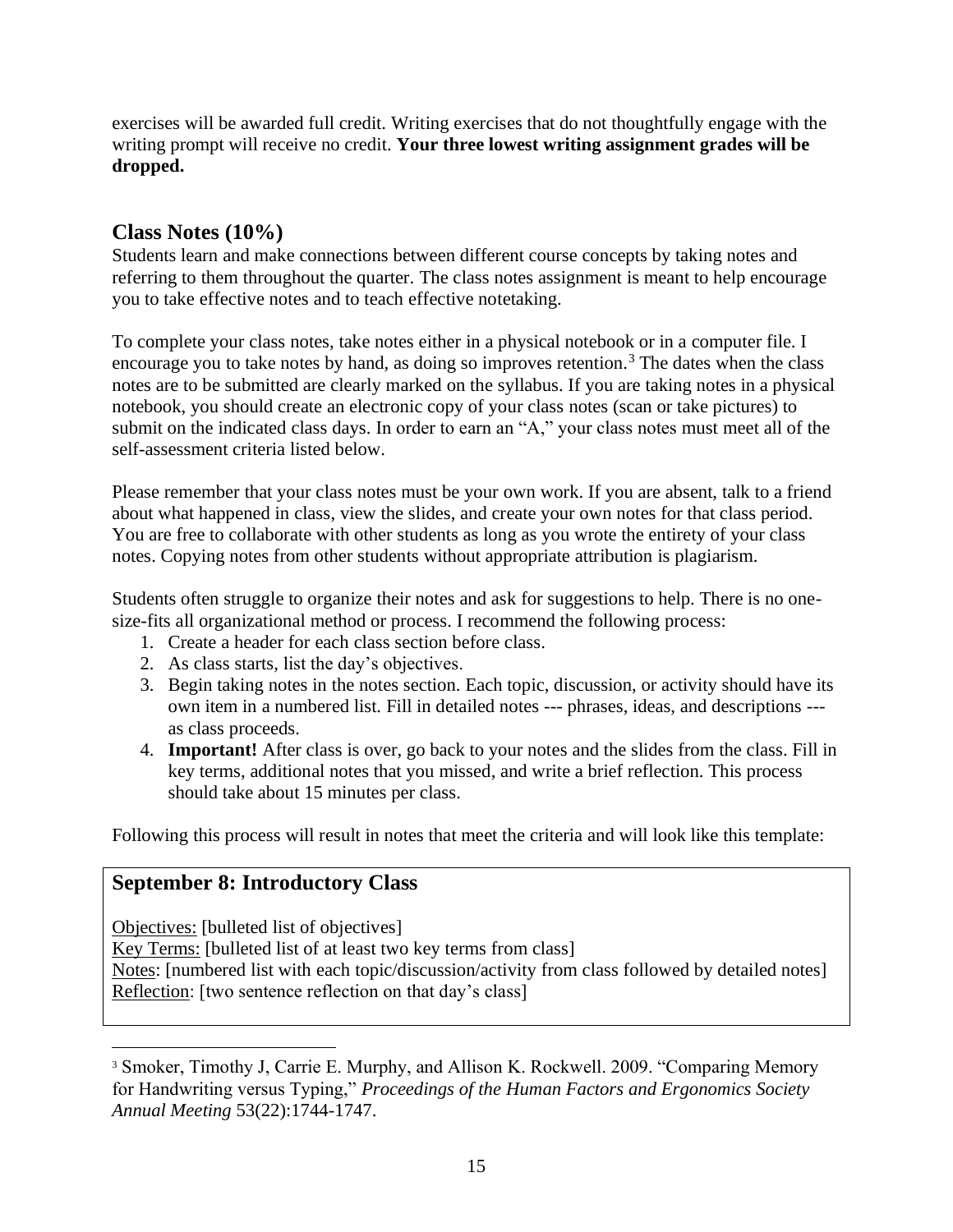exercises will be awarded full credit. Writing exercises that do not thoughtfully engage with the writing prompt will receive no credit. **Your three lowest writing assignment grades will be dropped.**

## Class Notes (10%)

Students learn and make connections between different course concepts by taking notes and referring to them throughout the quarter. The class notes assignment is meant to help encourage you to take effective notes and to teach effective notetaking.

To complete your class notes, take notes either in a physical notebook or in a computer file. I encourage you to take notes by hand, as doing so improves retention.[3] The dates when the class notes are to be submitted are clearly marked on the syllabus. If you are taking notes in a physical notebook, you should create an electronic copy of your class notes (scan or take pictures) to submit on the indicated class days. In order to earn an "A," your class notes must meet all of the self-assessment criteria listed below.

Please remember that your class notes must be your own work. If you are absent, talk to a friend about what happened in class, view the slides, and create your own notes for that class period. You are free to collaborate with other students as long as you wrote the entirety of your class notes. Copying notes from other students without appropriate attribution is plagiarism.

Students often struggle to organize their notes and ask for suggestions to help. There is no one-size-fits all organizational method or process. I recommend the following process:

1. Create a header for each class section before class.
2. As class starts, list the day's objectives.
3. Begin taking notes in the notes section. Each topic, discussion, or activity should have its own item in a numbered list. Fill in detailed notes --- phrases, ideas, and descriptions --- as class proceeds.
4. **Important!** After class is over, go back to your notes and the slides from the class. Fill in key terms, additional notes that you missed, and write a brief reflection. This process should take about 15 minutes per class.

Following this process will result in notes that meet the criteria and will look like this template:

> **September 8: Introductory Class**
>
> Objectives: [bulleted list of objectives]
> Key Terms: [bulleted list of at least two key terms from class]
> Notes: [numbered list with each topic/discussion/activity from class followed by detailed notes]
> Reflection: [two sentence reflection on that day's class]

[3] Smoker, Timothy J, Carrie E. Murphy, and Allison K. Rockwell. 2009. "Comparing Memory for Handwriting versus Typing," *Proceedings of the Human Factors and Ergonomics Society Annual Meeting* 53(22):1744-1747.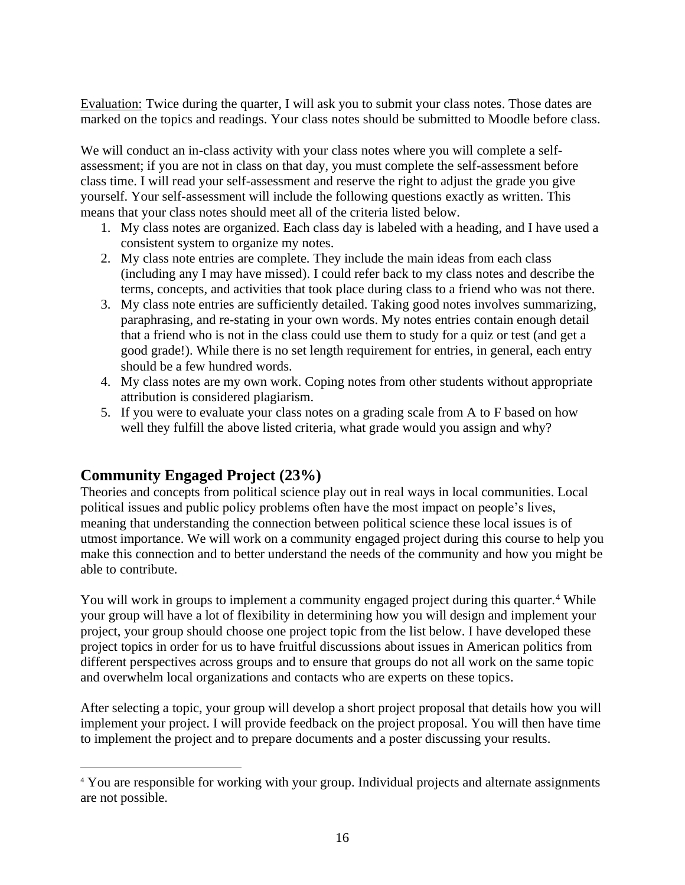<u>Evaluation:</u> Twice during the quarter, I will ask you to submit your class notes. Those dates are marked on the topics and readings. Your class notes should be submitted to Moodle before class.

We will conduct an in-class activity with your class notes where you will complete a self-assessment; if you are not in class on that day, you must complete the self-assessment before class time. I will read your self-assessment and reserve the right to adjust the grade you give yourself. Your self-assessment will include the following questions exactly as written. This means that your class notes should meet all of the criteria listed below.

1. My class notes are organized. Each class day is labeled with a heading, and I have used a consistent system to organize my notes.
2. My class note entries are complete. They include the main ideas from each class (including any I may have missed). I could refer back to my class notes and describe the terms, concepts, and activities that took place during class to a friend who was not there.
3. My class note entries are sufficiently detailed. Taking good notes involves summarizing, paraphrasing, and re-stating in your own words. My notes entries contain enough detail that a friend who is not in the class could use them to study for a quiz or test (and get a good grade!). While there is no set length requirement for entries, in general, each entry should be a few hundred words.
4. My class notes are my own work. Coping notes from other students without appropriate attribution is considered plagiarism.
5. If you were to evaluate your class notes on a grading scale from A to F based on how well they fulfill the above listed criteria, what grade would you assign and why?

## Community Engaged Project (23%)

Theories and concepts from political science play out in real ways in local communities. Local political issues and public policy problems often have the most impact on people's lives, meaning that understanding the connection between political science these local issues is of utmost importance. We will work on a community engaged project during this course to help you make this connection and to better understand the needs of the community and how you might be able to contribute.

You will work in groups to implement a community engaged project during this quarter.[4] While your group will have a lot of flexibility in determining how you will design and implement your project, your group should choose one project topic from the list below. I have developed these project topics in order for us to have fruitful discussions about issues in American politics from different perspectives across groups and to ensure that groups do not all work on the same topic and overwhelm local organizations and contacts who are experts on these topics.

After selecting a topic, your group will develop a short project proposal that details how you will implement your project. I will provide feedback on the project proposal. You will then have time to implement the project and to prepare documents and a poster discussing your results.

[4] You are responsible for working with your group. Individual projects and alternate assignments are not possible.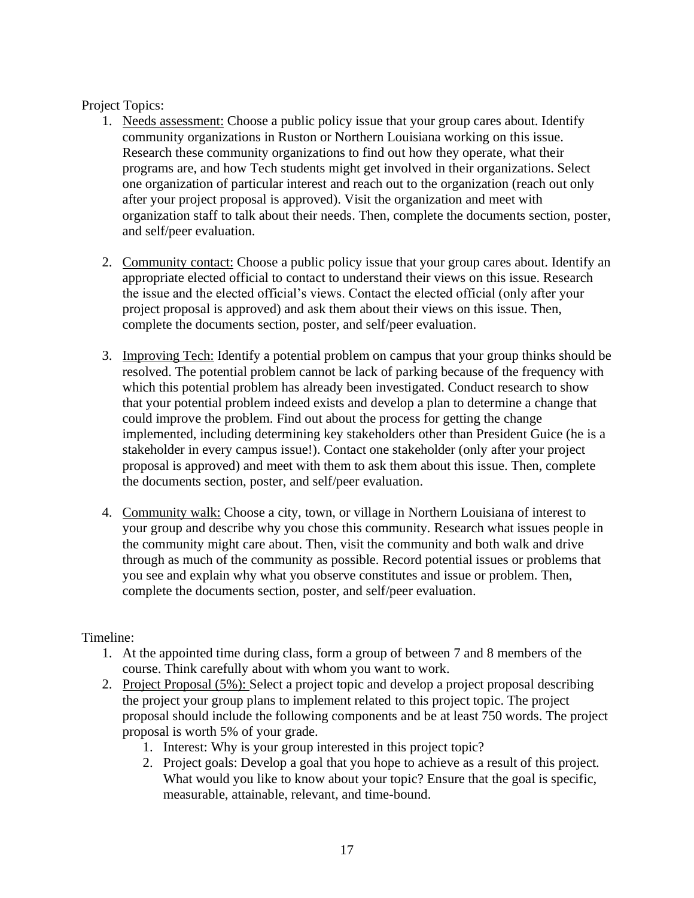Project Topics:

1. <u>Needs assessment:</u> Choose a public policy issue that your group cares about. Identify community organizations in Ruston or Northern Louisiana working on this issue. Research these community organizations to find out how they operate, what their programs are, and how Tech students might get involved in their organizations. Select one organization of particular interest and reach out to the organization (reach out only after your project proposal is approved). Visit the organization and meet with organization staff to talk about their needs. Then, complete the documents section, poster, and self/peer evaluation.

2. <u>Community contact:</u> Choose a public policy issue that your group cares about. Identify an appropriate elected official to contact to understand their views on this issue. Research the issue and the elected official's views. Contact the elected official (only after your project proposal is approved) and ask them about their views on this issue. Then, complete the documents section, poster, and self/peer evaluation.

3. <u>Improving Tech:</u> Identify a potential problem on campus that your group thinks should be resolved. The potential problem cannot be lack of parking because of the frequency with which this potential problem has already been investigated. Conduct research to show that your potential problem indeed exists and develop a plan to determine a change that could improve the problem. Find out about the process for getting the change implemented, including determining key stakeholders other than President Guice (he is a stakeholder in every campus issue!). Contact one stakeholder (only after your project proposal is approved) and meet with them to ask them about this issue. Then, complete the documents section, poster, and self/peer evaluation.

4. <u>Community walk:</u> Choose a city, town, or village in Northern Louisiana of interest to your group and describe why you chose this community. Research what issues people in the community might care about. Then, visit the community and both walk and drive through as much of the community as possible. Record potential issues or problems that you see and explain why what you observe constitutes and issue or problem. Then, complete the documents section, poster, and self/peer evaluation.

Timeline:

1. At the appointed time during class, form a group of between 7 and 8 members of the course. Think carefully about with whom you want to work.
2. <u>Project Proposal (5%):</u> Select a project topic and develop a project proposal describing the project your group plans to implement related to this project topic. The project proposal should include the following components and be at least 750 words. The project proposal is worth 5% of your grade.
    1. Interest: Why is your group interested in this project topic?
    2. Project goals: Develop a goal that you hope to achieve as a result of this project. What would you like to know about your topic? Ensure that the goal is specific, measurable, attainable, relevant, and time-bound.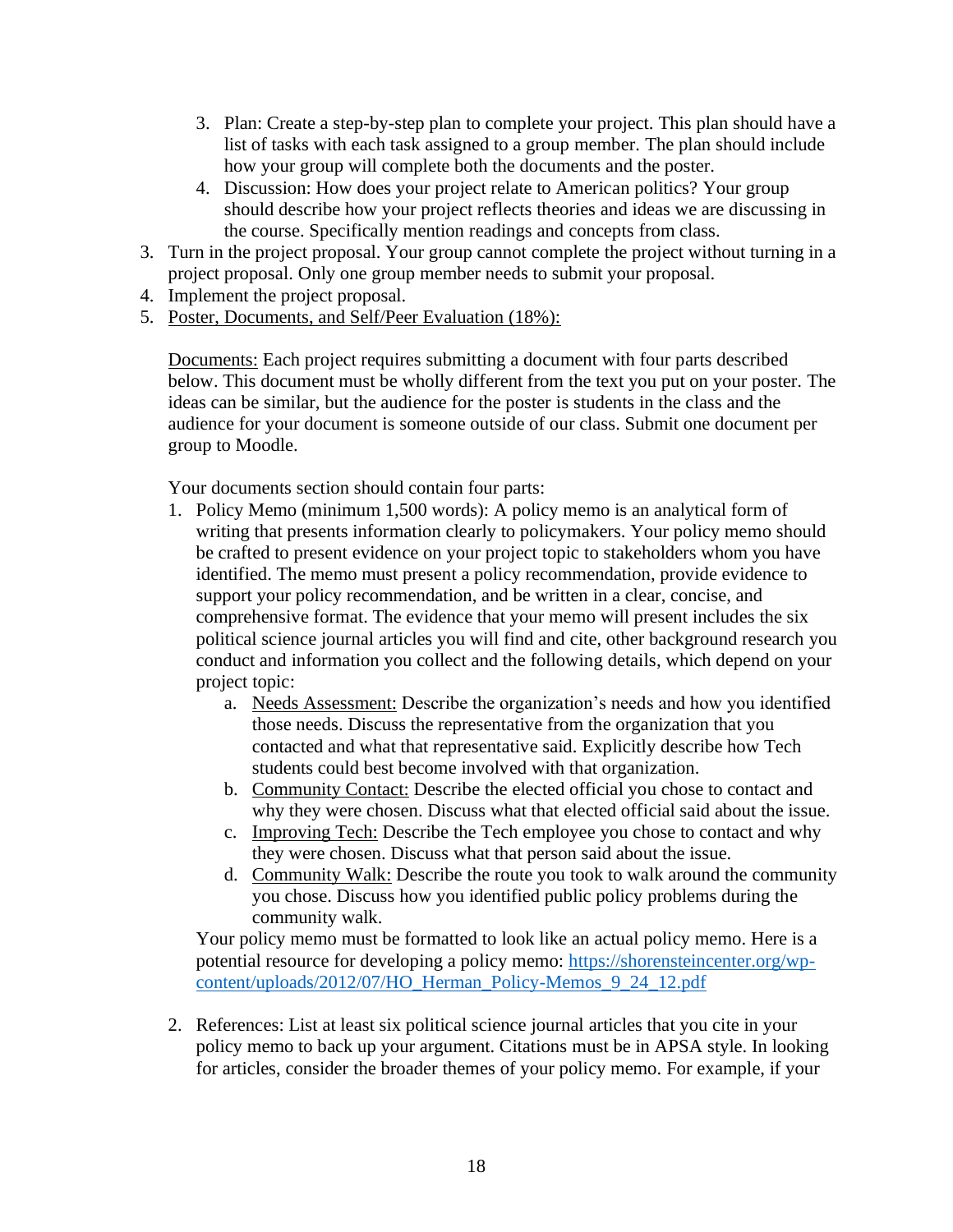3. Plan: Create a step-by-step plan to complete your project. This plan should have a list of tasks with each task assigned to a group member. The plan should include how your group will complete both the documents and the poster.
4. Discussion: How does your project relate to American politics? Your group should describe how your project reflects theories and ideas we are discussing in the course. Specifically mention readings and concepts from class.

3. Turn in the project proposal. Your group cannot complete the project without turning in a project proposal. Only one group member needs to submit your proposal.
4. Implement the project proposal.
5. <u>Poster, Documents, and Self/Peer Evaluation (18%):</u>

   <u>Documents:</u> Each project requires submitting a document with four parts described below. This document must be wholly different from the text you put on your poster. The ideas can be similar, but the audience for the poster is students in the class and the audience for your document is someone outside of our class. Submit one document per group to Moodle.

   Your documents section should contain four parts:

   1. Policy Memo (minimum 1,500 words): A policy memo is an analytical form of writing that presents information clearly to policymakers. Your policy memo should be crafted to present evidence on your project topic to stakeholders whom you have identified. The memo must present a policy recommendation, provide evidence to support your policy recommendation, and be written in a clear, concise, and comprehensive format. The evidence that your memo will present includes the six political science journal articles you will find and cite, other background research you conduct and information you collect and the following details, which depend on your project topic:
      a. <u>Needs Assessment:</u> Describe the organization's needs and how you identified those needs. Discuss the representative from the organization that you contacted and what that representative said. Explicitly describe how Tech students could best become involved with that organization.
      b. <u>Community Contact:</u> Describe the elected official you chose to contact and why they were chosen. Discuss what that elected official said about the issue.
      c. <u>Improving Tech:</u> Describe the Tech employee you chose to contact and why they were chosen. Discuss what that person said about the issue.
      d. <u>Community Walk:</u> Describe the route you took to walk around the community you chose. Discuss how you identified public policy problems during the community walk.

      Your policy memo must be formatted to look like an actual policy memo. Here is a potential resource for developing a policy memo: [https://shorensteincenter.org/wp-content/uploads/2012/07/HO_Herman_Policy-Memos_9_24_12.pdf](https://shorensteincenter.org/wp-content/uploads/2012/07/HO_Herman_Policy-Memos_9_24_12.pdf)

   2. References: List at least six political science journal articles that you cite in your policy memo to back up your argument. Citations must be in APSA style. In looking for articles, consider the broader themes of your policy memo. For example, if your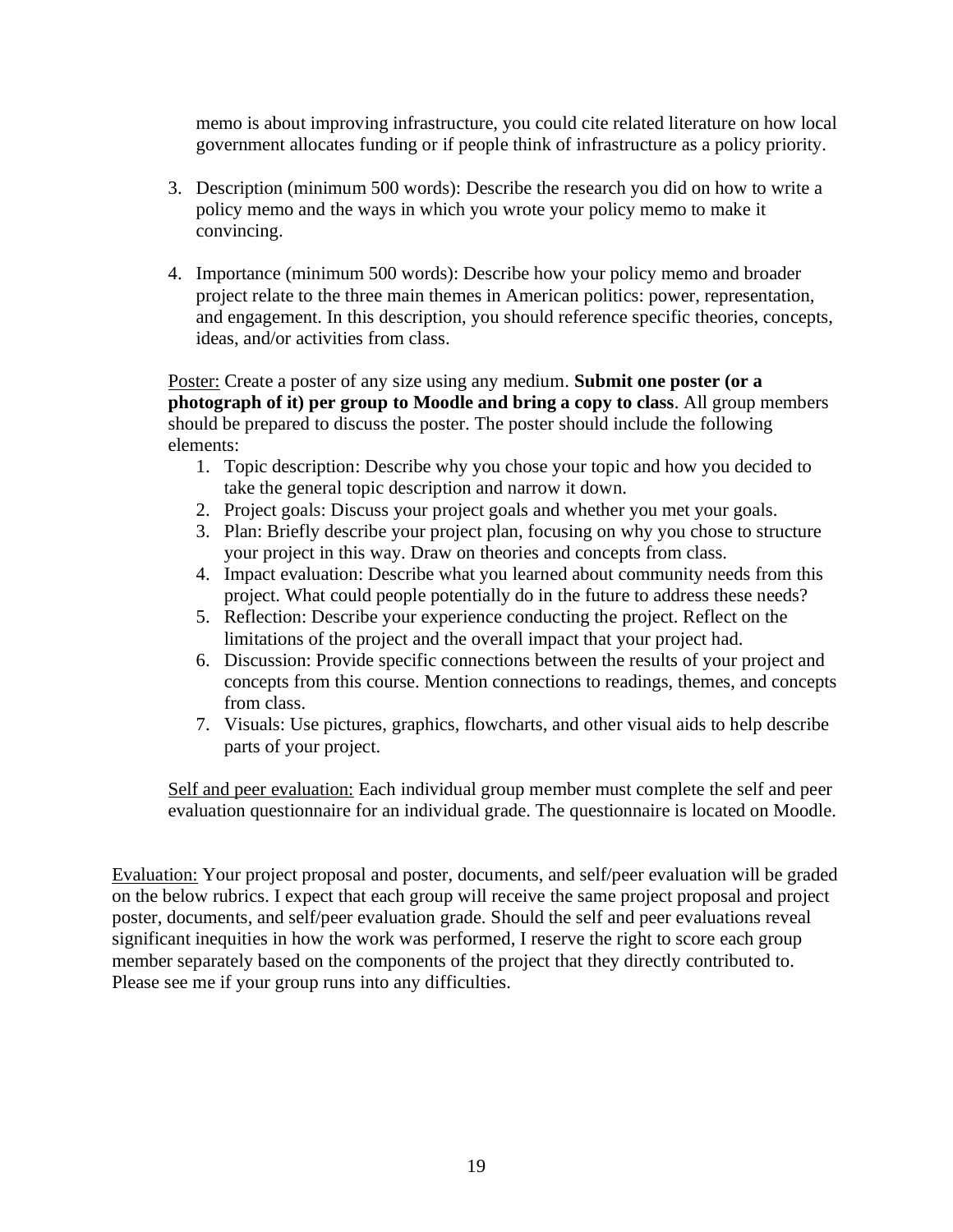memo is about improving infrastructure, you could cite related literature on how local government allocates funding or if people think of infrastructure as a policy priority.

3. Description (minimum 500 words): Describe the research you did on how to write a policy memo and the ways in which you wrote your policy memo to make it convincing.

4. Importance (minimum 500 words): Describe how your policy memo and broader project relate to the three main themes in American politics: power, representation, and engagement. In this description, you should reference specific theories, concepts, ideas, and/or activities from class.

<u>Poster:</u> Create a poster of any size using any medium. **Submit one poster (or a photograph of it) per group to Moodle and bring a copy to class**. All group members should be prepared to discuss the poster. The poster should include the following elements:

1. Topic description: Describe why you chose your topic and how you decided to take the general topic description and narrow it down.
2. Project goals: Discuss your project goals and whether you met your goals.
3. Plan: Briefly describe your project plan, focusing on why you chose to structure your project in this way. Draw on theories and concepts from class.
4. Impact evaluation: Describe what you learned about community needs from this project. What could people potentially do in the future to address these needs?
5. Reflection: Describe your experience conducting the project. Reflect on the limitations of the project and the overall impact that your project had.
6. Discussion: Provide specific connections between the results of your project and concepts from this course. Mention connections to readings, themes, and concepts from class.
7. Visuals: Use pictures, graphics, flowcharts, and other visual aids to help describe parts of your project.

<u>Self and peer evaluation:</u> Each individual group member must complete the self and peer evaluation questionnaire for an individual grade. The questionnaire is located on Moodle.

<u>Evaluation:</u> Your project proposal and poster, documents, and self/peer evaluation will be graded on the below rubrics. I expect that each group will receive the same project proposal and project poster, documents, and self/peer evaluation grade. Should the self and peer evaluations reveal significant inequities in how the work was performed, I reserve the right to score each group member separately based on the components of the project that they directly contributed to. Please see me if your group runs into any difficulties.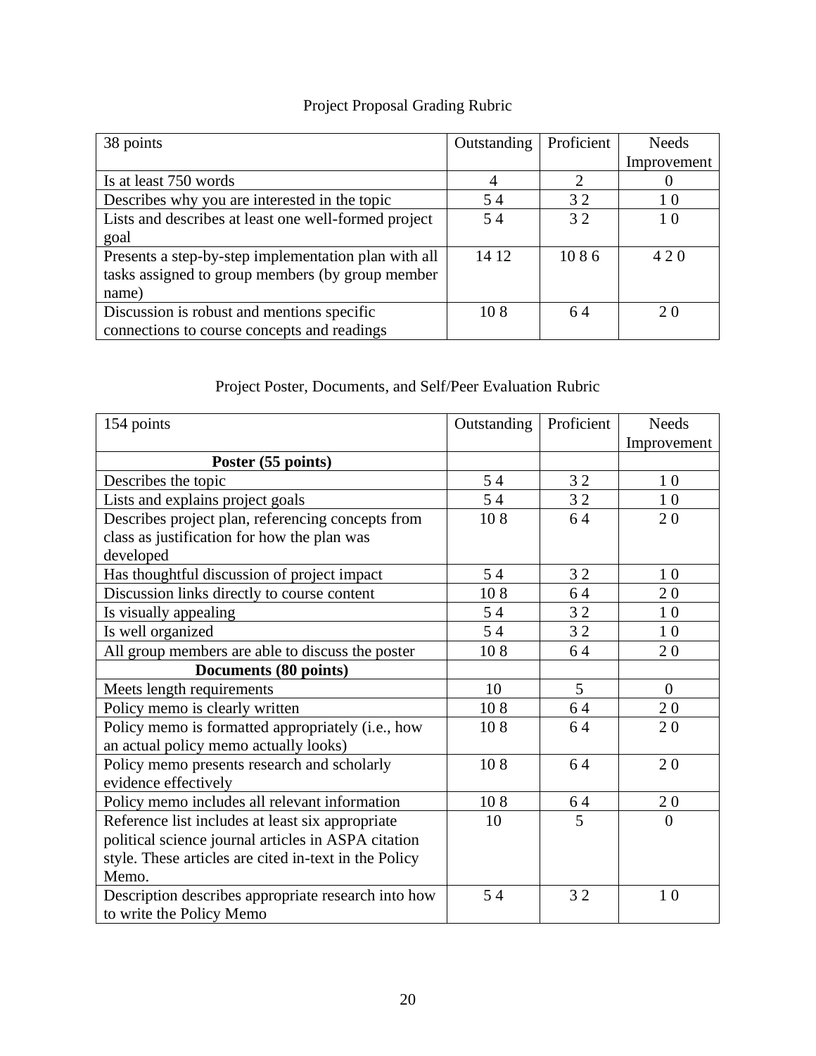Project Proposal Grading Rubric

| 38 points | Outstanding | Proficient | Needs Improvement |
|---|---|---|---|
| Is at least 750 words | 4 | 2 | 0 |
| Describes why you are interested in the topic | 5 4 | 3 2 | 1 0 |
| Lists and describes at least one well-formed project goal | 5 4 | 3 2 | 1 0 |
| Presents a step-by-step implementation plan with all tasks assigned to group members (by group member name) | 14 12 | 10 8 6 | 4 2 0 |
| Discussion is robust and mentions specific connections to course concepts and readings | 10 8 | 6 4 | 2 0 |

Project Poster, Documents, and Self/Peer Evaluation Rubric

| 154 points | Outstanding | Proficient | Needs Improvement |
|---|---|---|---|
| **Poster (55 points)** | | | |
| Describes the topic | 5 4 | 3 2 | 1 0 |
| Lists and explains project goals | 5 4 | 3 2 | 1 0 |
| Describes project plan, referencing concepts from class as justification for how the plan was developed | 10 8 | 6 4 | 2 0 |
| Has thoughtful discussion of project impact | 5 4 | 3 2 | 1 0 |
| Discussion links directly to course content | 10 8 | 6 4 | 2 0 |
| Is visually appealing | 5 4 | 3 2 | 1 0 |
| Is well organized | 5 4 | 3 2 | 1 0 |
| All group members are able to discuss the poster | 10 8 | 6 4 | 2 0 |
| **Documents (80 points)** | | | |
| Meets length requirements | 10 | 5 | 0 |
| Policy memo is clearly written | 10 8 | 6 4 | 2 0 |
| Policy memo is formatted appropriately (i.e., how an actual policy memo actually looks) | 10 8 | 6 4 | 2 0 |
| Policy memo presents research and scholarly evidence effectively | 10 8 | 6 4 | 2 0 |
| Policy memo includes all relevant information | 10 8 | 6 4 | 2 0 |
| Reference list includes at least six appropriate political science journal articles in ASPA citation style. These articles are cited in-text in the Policy Memo. | 10 | 5 | 0 |
| Description describes appropriate research into how to write the Policy Memo | 5 4 | 3 2 | 1 0 |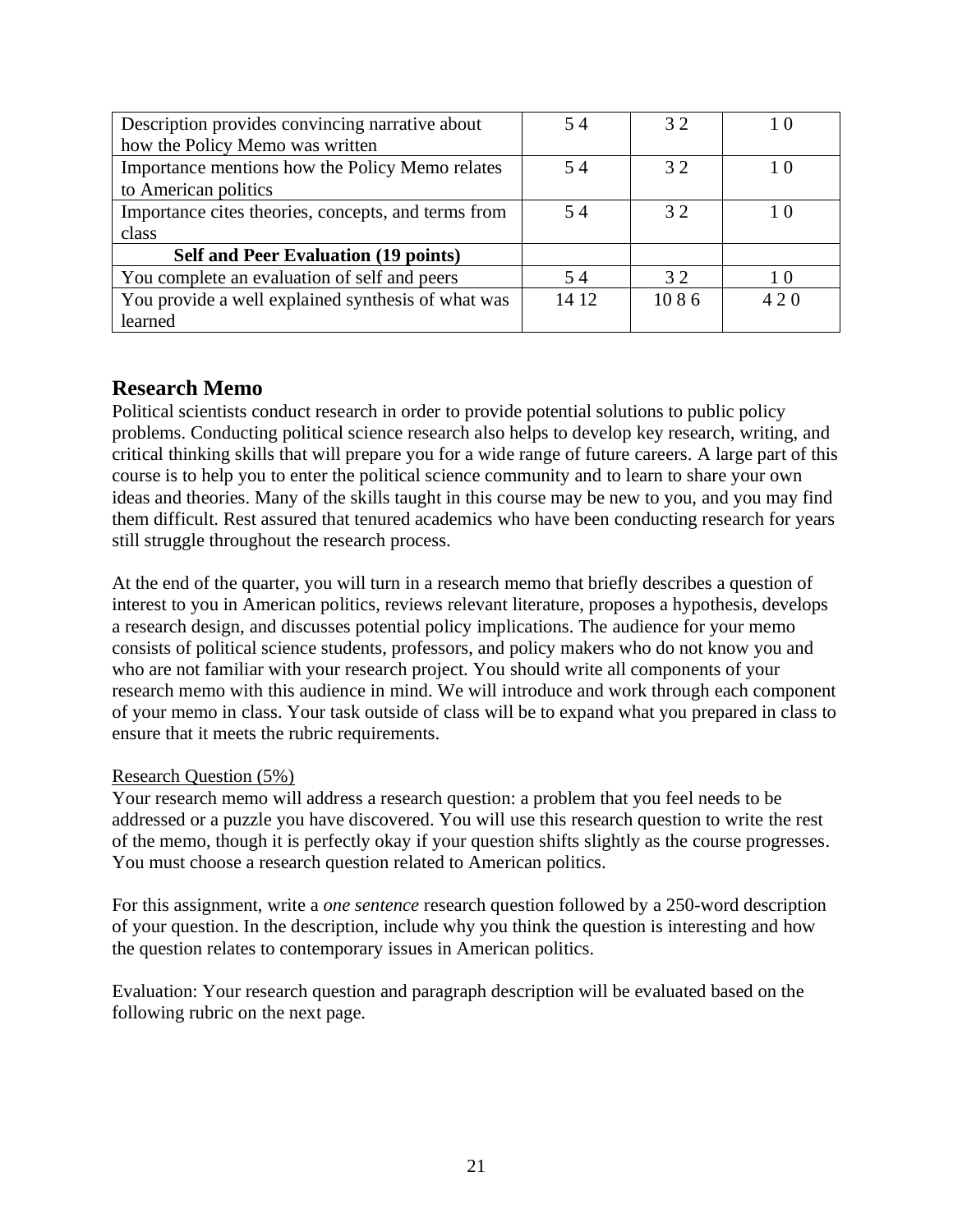| | | | |
|---|---|---|---|
| Description provides convincing narrative about how the Policy Memo was written | 5 4 | 3 2 | 1 0 |
| Importance mentions how the Policy Memo relates to American politics | 5 4 | 3 2 | 1 0 |
| Importance cites theories, concepts, and terms from class | 5 4 | 3 2 | 1 0 |
| **Self and Peer Evaluation (19 points)** | | | |
| You complete an evaluation of self and peers | 5 4 | 3 2 | 1 0 |
| You provide a well explained synthesis of what was learned | 14 12 | 10 8 6 | 4 2 0 |

## Research Memo

Political scientists conduct research in order to provide potential solutions to public policy problems. Conducting political science research also helps to develop key research, writing, and critical thinking skills that will prepare you for a wide range of future careers. A large part of this course is to help you to enter the political science community and to learn to share your own ideas and theories. Many of the skills taught in this course may be new to you, and you may find them difficult. Rest assured that tenured academics who have been conducting research for years still struggle throughout the research process.

At the end of the quarter, you will turn in a research memo that briefly describes a question of interest to you in American politics, reviews relevant literature, proposes a hypothesis, develops a research design, and discusses potential policy implications. The audience for your memo consists of political science students, professors, and policy makers who do not know you and who are not familiar with your research project. You should write all components of your research memo with this audience in mind. We will introduce and work through each component of your memo in class. Your task outside of class will be to expand what you prepared in class to ensure that it meets the rubric requirements.

Research Question (5%)

Your research memo will address a research question: a problem that you feel needs to be addressed or a puzzle you have discovered. You will use this research question to write the rest of the memo, though it is perfectly okay if your question shifts slightly as the course progresses. You must choose a research question related to American politics.

For this assignment, write a *one sentence* research question followed by a 250-word description of your question. In the description, include why you think the question is interesting and how the question relates to contemporary issues in American politics.

Evaluation: Your research question and paragraph description will be evaluated based on the following rubric on the next page.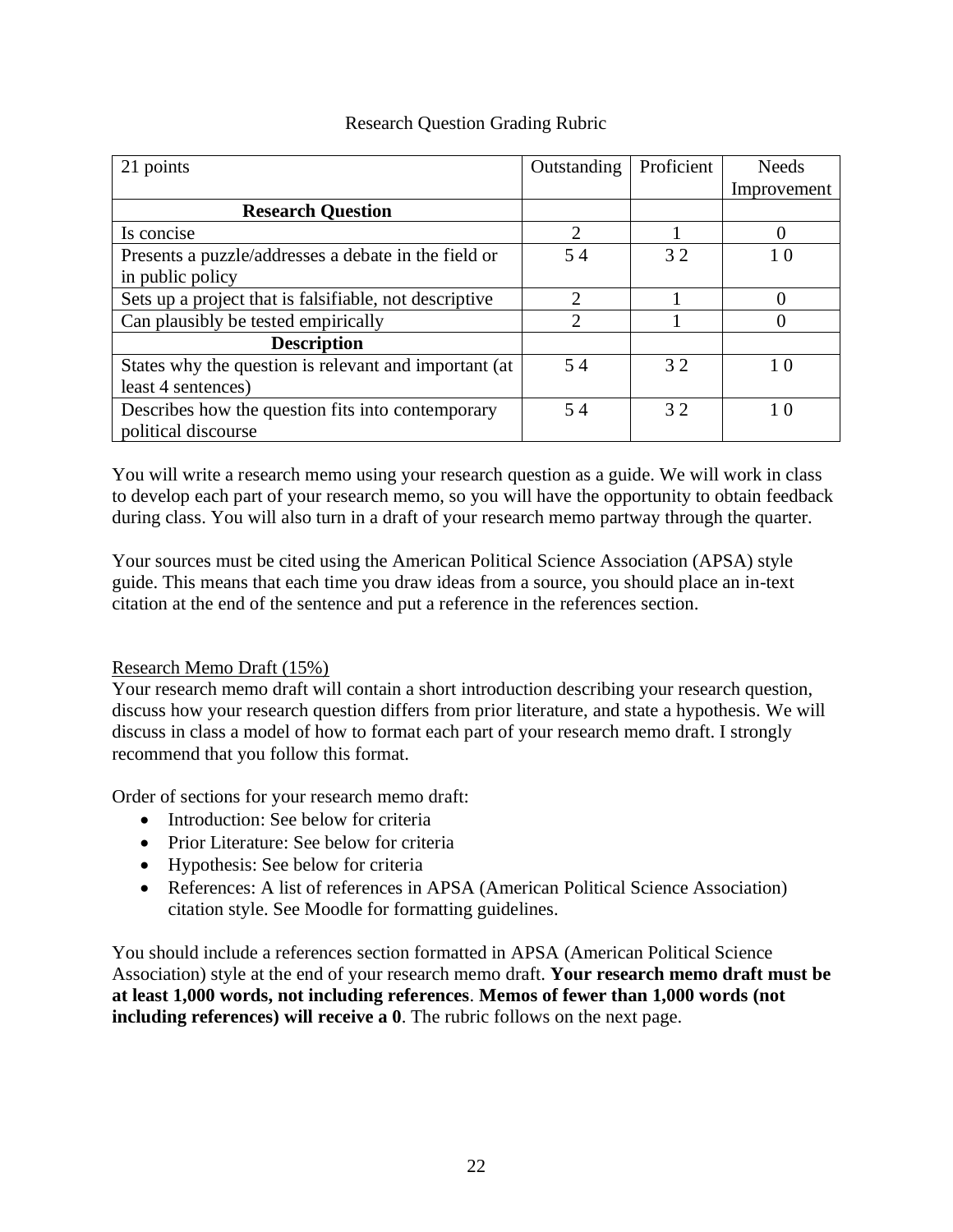Research Question Grading Rubric

| 21 points | Outstanding | Proficient | Needs Improvement |
|---|---|---|---|
| **Research Question** | | | |
| Is concise | 2 | 1 | 0 |
| Presents a puzzle/addresses a debate in the field or in public policy | 5 4 | 3 2 | 1 0 |
| Sets up a project that is falsifiable, not descriptive | 2 | 1 | 0 |
| Can plausibly be tested empirically | 2 | 1 | 0 |
| **Description** | | | |
| States why the question is relevant and important (at least 4 sentences) | 5 4 | 3 2 | 1 0 |
| Describes how the question fits into contemporary political discourse | 5 4 | 3 2 | 1 0 |

You will write a research memo using your research question as a guide. We will work in class to develop each part of your research memo, so you will have the opportunity to obtain feedback during class. You will also turn in a draft of your research memo partway through the quarter.

Your sources must be cited using the American Political Science Association (APSA) style guide. This means that each time you draw ideas from a source, you should place an in-text citation at the end of the sentence and put a reference in the references section.

Research Memo Draft (15%)

Your research memo draft will contain a short introduction describing your research question, discuss how your research question differs from prior literature, and state a hypothesis. We will discuss in class a model of how to format each part of your research memo draft. I strongly recommend that you follow this format.

Order of sections for your research memo draft:

- Introduction: See below for criteria
- Prior Literature: See below for criteria
- Hypothesis: See below for criteria
- References: A list of references in APSA (American Political Science Association) citation style. See Moodle for formatting guidelines.

You should include a references section formatted in APSA (American Political Science Association) style at the end of your research memo draft. **Your research memo draft must be at least 1,000 words, not including references**. **Memos of fewer than 1,000 words (not including references) will receive a 0**. The rubric follows on the next page.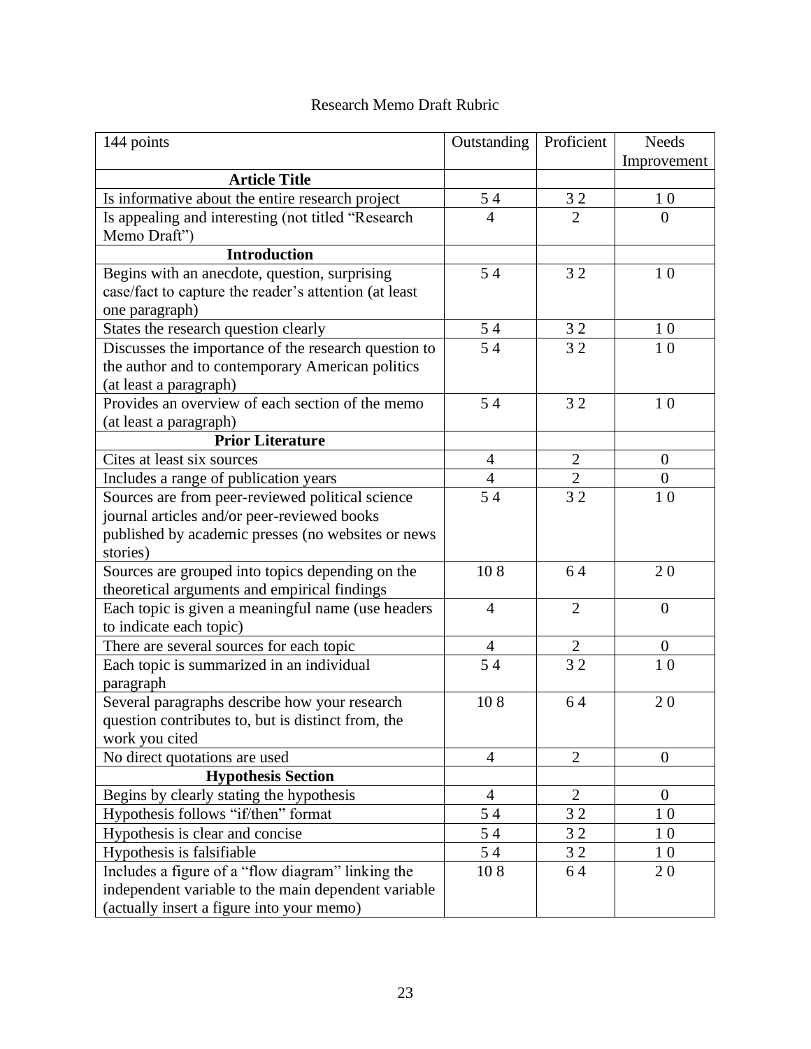Research Memo Draft Rubric

| 144 points | Outstanding | Proficient | Needs Improvement |
|---|---|---|---|
| **Article Title** | | | |
| Is informative about the entire research project | 5 4 | 3 2 | 1 0 |
| Is appealing and interesting (not titled "Research Memo Draft") | 4 | 2 | 0 |
| **Introduction** | | | |
| Begins with an anecdote, question, surprising case/fact to capture the reader's attention (at least one paragraph) | 5 4 | 3 2 | 1 0 |
| States the research question clearly | 5 4 | 3 2 | 1 0 |
| Discusses the importance of the research question to the author and to contemporary American politics (at least a paragraph) | 5 4 | 3 2 | 1 0 |
| Provides an overview of each section of the memo (at least a paragraph) | 5 4 | 3 2 | 1 0 |
| **Prior Literature** | | | |
| Cites at least six sources | 4 | 2 | 0 |
| Includes a range of publication years | 4 | 2 | 0 |
| Sources are from peer-reviewed political science journal articles and/or peer-reviewed books published by academic presses (no websites or news stories) | 5 4 | 3 2 | 1 0 |
| Sources are grouped into topics depending on the theoretical arguments and empirical findings | 10 8 | 6 4 | 2 0 |
| Each topic is given a meaningful name (use headers to indicate each topic) | 4 | 2 | 0 |
| There are several sources for each topic | 4 | 2 | 0 |
| Each topic is summarized in an individual paragraph | 5 4 | 3 2 | 1 0 |
| Several paragraphs describe how your research question contributes to, but is distinct from, the work you cited | 10 8 | 6 4 | 2 0 |
| No direct quotations are used | 4 | 2 | 0 |
| **Hypothesis Section** | | | |
| Begins by clearly stating the hypothesis | 4 | 2 | 0 |
| Hypothesis follows "if/then" format | 5 4 | 3 2 | 1 0 |
| Hypothesis is clear and concise | 5 4 | 3 2 | 1 0 |
| Hypothesis is falsifiable | 5 4 | 3 2 | 1 0 |
| Includes a figure of a "flow diagram" linking the independent variable to the main dependent variable (actually insert a figure into your memo) | 10 8 | 6 4 | 2 0 |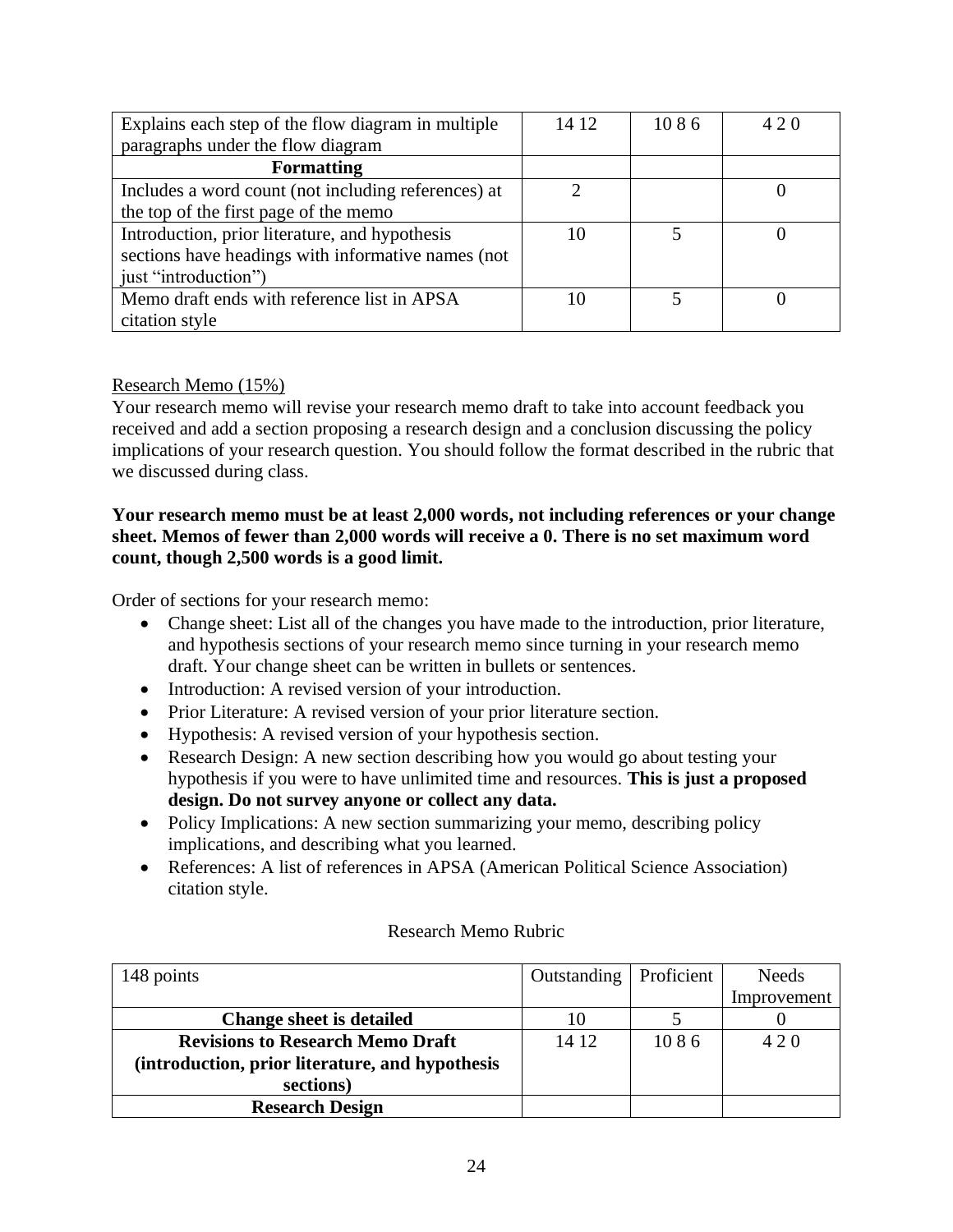| | | | |
|---|---|---|---|
| Explains each step of the flow diagram in multiple paragraphs under the flow diagram | 14 12 | 10 8 6 | 4 2 0 |
| **Formatting** | | | |
| Includes a word count (not including references) at the top of the first page of the memo | 2 | | 0 |
| Introduction, prior literature, and hypothesis sections have headings with informative names (not just "introduction") | 10 | 5 | 0 |
| Memo draft ends with reference list in APSA citation style | 10 | 5 | 0 |

Research Memo (15%)

Your research memo will revise your research memo draft to take into account feedback you received and add a section proposing a research design and a conclusion discussing the policy implications of your research question. You should follow the format described in the rubric that we discussed during class.

**Your research memo must be at least 2,000 words, not including references or your change sheet. Memos of fewer than 2,000 words will receive a 0. There is no set maximum word count, though 2,500 words is a good limit.**

Order of sections for your research memo:

- Change sheet: List all of the changes you have made to the introduction, prior literature, and hypothesis sections of your research memo since turning in your research memo draft. Your change sheet can be written in bullets or sentences.
- Introduction: A revised version of your introduction.
- Prior Literature: A revised version of your prior literature section.
- Hypothesis: A revised version of your hypothesis section.
- Research Design: A new section describing how you would go about testing your hypothesis if you were to have unlimited time and resources. **This is just a proposed design. Do not survey anyone or collect any data.**
- Policy Implications: A new section summarizing your memo, describing policy implications, and describing what you learned.
- References: A list of references in APSA (American Political Science Association) citation style.

Research Memo Rubric

| 148 points | Outstanding | Proficient | Needs Improvement |
|---|---|---|---|
| **Change sheet is detailed** | 10 | 5 | 0 |
| **Revisions to Research Memo Draft (introduction, prior literature, and hypothesis sections)** | 14 12 | 10 8 6 | 4 2 0 |
| **Research Design** | | | |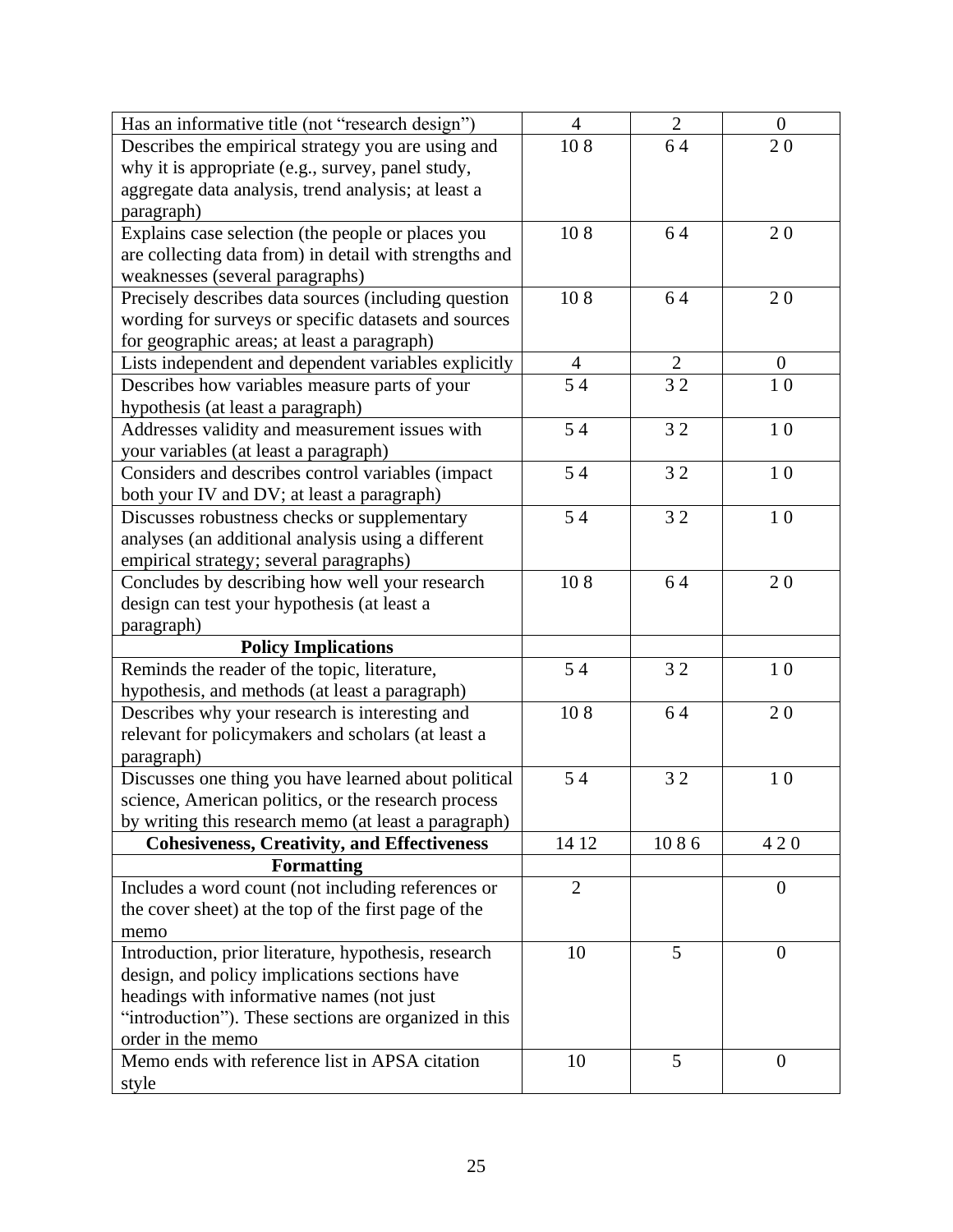| Has an informative title (not "research design") | 4 | 2 | 0 |
|---|---|---|---|
| Describes the empirical strategy you are using and why it is appropriate (e.g., survey, panel study, aggregate data analysis, trend analysis; at least a paragraph) | 10 8 | 6 4 | 2 0 |
| Explains case selection (the people or places you are collecting data from) in detail with strengths and weaknesses (several paragraphs) | 10 8 | 6 4 | 2 0 |
| Precisely describes data sources (including question wording for surveys or specific datasets and sources for geographic areas; at least a paragraph) | 10 8 | 6 4 | 2 0 |
| Lists independent and dependent variables explicitly | 4 | 2 | 0 |
| Describes how variables measure parts of your hypothesis (at least a paragraph) | 5 4 | 3 2 | 1 0 |
| Addresses validity and measurement issues with your variables (at least a paragraph) | 5 4 | 3 2 | 1 0 |
| Considers and describes control variables (impact both your IV and DV; at least a paragraph) | 5 4 | 3 2 | 1 0 |
| Discusses robustness checks or supplementary analyses (an additional analysis using a different empirical strategy; several paragraphs) | 5 4 | 3 2 | 1 0 |
| Concludes by describing how well your research design can test your hypothesis (at least a paragraph) | 10 8 | 6 4 | 2 0 |
| **Policy Implications** | | | |
| Reminds the reader of the topic, literature, hypothesis, and methods (at least a paragraph) | 5 4 | 3 2 | 1 0 |
| Describes why your research is interesting and relevant for policymakers and scholars (at least a paragraph) | 10 8 | 6 4 | 2 0 |
| Discusses one thing you have learned about political science, American politics, or the research process by writing this research memo (at least a paragraph) | 5 4 | 3 2 | 1 0 |
| **Cohesiveness, Creativity, and Effectiveness** | 14 12 | 10 8 6 | 4 2 0 |
| **Formatting** | | | |
| Includes a word count (not including references or the cover sheet) at the top of the first page of the memo | 2 | | 0 |
| Introduction, prior literature, hypothesis, research design, and policy implications sections have headings with informative names (not just "introduction"). These sections are organized in this order in the memo | 10 | 5 | 0 |
| Memo ends with reference list in APSA citation style | 10 | 5 | 0 |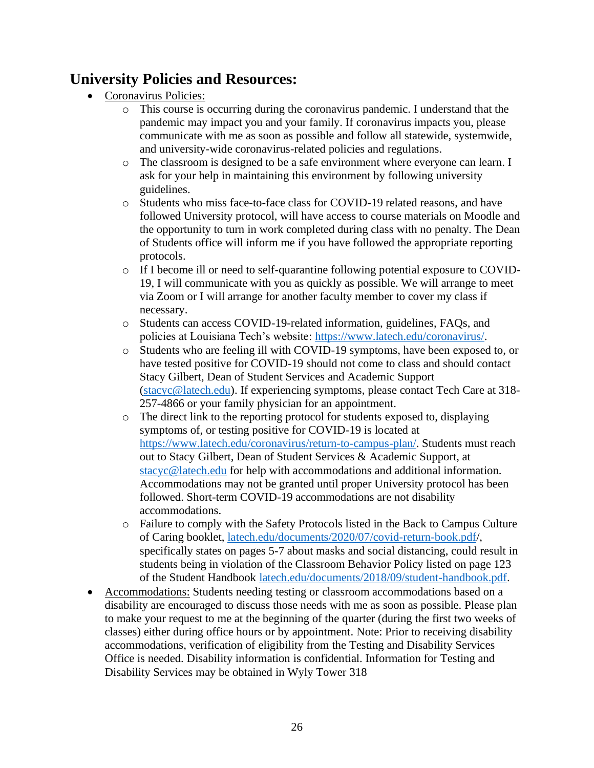## University Policies and Resources:

- Coronavirus Policies:
  - This course is occurring during the coronavirus pandemic. I understand that the pandemic may impact you and your family. If coronavirus impacts you, please communicate with me as soon as possible and follow all statewide, systemwide, and university-wide coronavirus-related policies and regulations.
  - The classroom is designed to be a safe environment where everyone can learn. I ask for your help in maintaining this environment by following university guidelines.
  - Students who miss face-to-face class for COVID-19 related reasons, and have followed University protocol, will have access to course materials on Moodle and the opportunity to turn in work completed during class with no penalty. The Dean of Students office will inform me if you have followed the appropriate reporting protocols.
  - If I become ill or need to self-quarantine following potential exposure to COVID-19, I will communicate with you as quickly as possible. We will arrange to meet via Zoom or I will arrange for another faculty member to cover my class if necessary.
  - Students can access COVID-19-related information, guidelines, FAQs, and policies at Louisiana Tech's website: https://www.latech.edu/coronavirus/.
  - Students who are feeling ill with COVID-19 symptoms, have been exposed to, or have tested positive for COVID-19 should not come to class and should contact Stacy Gilbert, Dean of Student Services and Academic Support (stacyc@latech.edu). If experiencing symptoms, please contact Tech Care at 318-257-4866 or your family physician for an appointment.
  - The direct link to the reporting protocol for students exposed to, displaying symptoms of, or testing positive for COVID-19 is located at https://www.latech.edu/coronavirus/return-to-campus-plan/. Students must reach out to Stacy Gilbert, Dean of Student Services & Academic Support, at stacyc@latech.edu for help with accommodations and additional information. Accommodations may not be granted until proper University protocol has been followed. Short-term COVID-19 accommodations are not disability accommodations.
  - Failure to comply with the Safety Protocols listed in the Back to Campus Culture of Caring booklet, latech.edu/documents/2020/07/covid-return-book.pdf/, specifically states on pages 5-7 about masks and social distancing, could result in students being in violation of the Classroom Behavior Policy listed on page 123 of the Student Handbook latech.edu/documents/2018/09/student-handbook.pdf.
- Accommodations: Students needing testing or classroom accommodations based on a disability are encouraged to discuss those needs with me as soon as possible. Please plan to make your request to me at the beginning of the quarter (during the first two weeks of classes) either during office hours or by appointment. Note: Prior to receiving disability accommodations, verification of eligibility from the Testing and Disability Services Office is needed. Disability information is confidential. Information for Testing and Disability Services may be obtained in Wyly Tower 318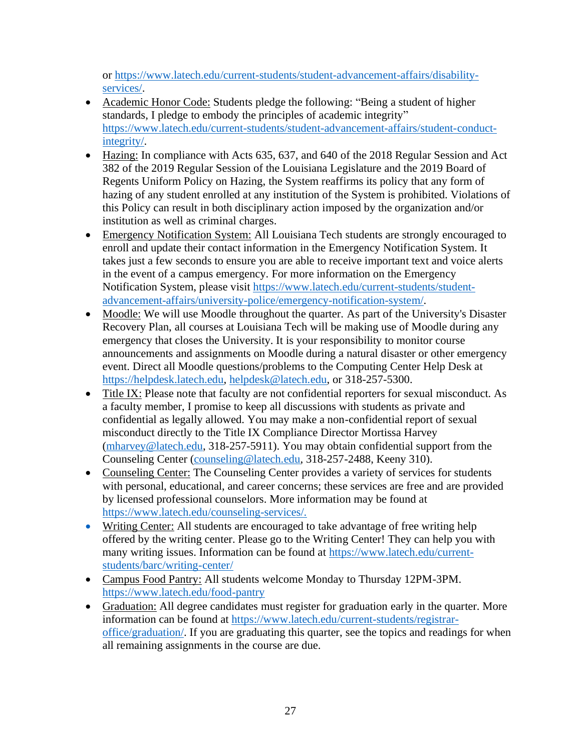or https://www.latech.edu/current-students/student-advancement-affairs/disability-services/.

- Academic Honor Code: Students pledge the following: "Being a student of higher standards, I pledge to embody the principles of academic integrity" https://www.latech.edu/current-students/student-advancement-affairs/student-conduct-integrity/.
- Hazing: In compliance with Acts 635, 637, and 640 of the 2018 Regular Session and Act 382 of the 2019 Regular Session of the Louisiana Legislature and the 2019 Board of Regents Uniform Policy on Hazing, the System reaffirms its policy that any form of hazing of any student enrolled at any institution of the System is prohibited. Violations of this Policy can result in both disciplinary action imposed by the organization and/or institution as well as criminal charges.
- Emergency Notification System: All Louisiana Tech students are strongly encouraged to enroll and update their contact information in the Emergency Notification System. It takes just a few seconds to ensure you are able to receive important text and voice alerts in the event of a campus emergency. For more information on the Emergency Notification System, please visit https://www.latech.edu/current-students/student-advancement-affairs/university-police/emergency-notification-system/.
- Moodle: We will use Moodle throughout the quarter. As part of the University's Disaster Recovery Plan, all courses at Louisiana Tech will be making use of Moodle during any emergency that closes the University. It is your responsibility to monitor course announcements and assignments on Moodle during a natural disaster or other emergency event. Direct all Moodle questions/problems to the Computing Center Help Desk at https://helpdesk.latech.edu, helpdesk@latech.edu, or 318-257-5300.
- Title IX: Please note that faculty are not confidential reporters for sexual misconduct. As a faculty member, I promise to keep all discussions with students as private and confidential as legally allowed. You may make a non-confidential report of sexual misconduct directly to the Title IX Compliance Director Mortissa Harvey (mharvey@latech.edu, 318-257-5911). You may obtain confidential support from the Counseling Center (counseling@latech.edu, 318-257-2488, Keeny 310).
- Counseling Center: The Counseling Center provides a variety of services for students with personal, educational, and career concerns; these services are free and are provided by licensed professional counselors. More information may be found at https://www.latech.edu/counseling-services/.
- Writing Center: All students are encouraged to take advantage of free writing help offered by the writing center. Please go to the Writing Center! They can help you with many writing issues. Information can be found at https://www.latech.edu/current-students/barc/writing-center/
- Campus Food Pantry: All students welcome Monday to Thursday 12PM-3PM. https://www.latech.edu/food-pantry
- Graduation: All degree candidates must register for graduation early in the quarter. More information can be found at https://www.latech.edu/current-students/registrar-office/graduation/. If you are graduating this quarter, see the topics and readings for when all remaining assignments in the course are due.